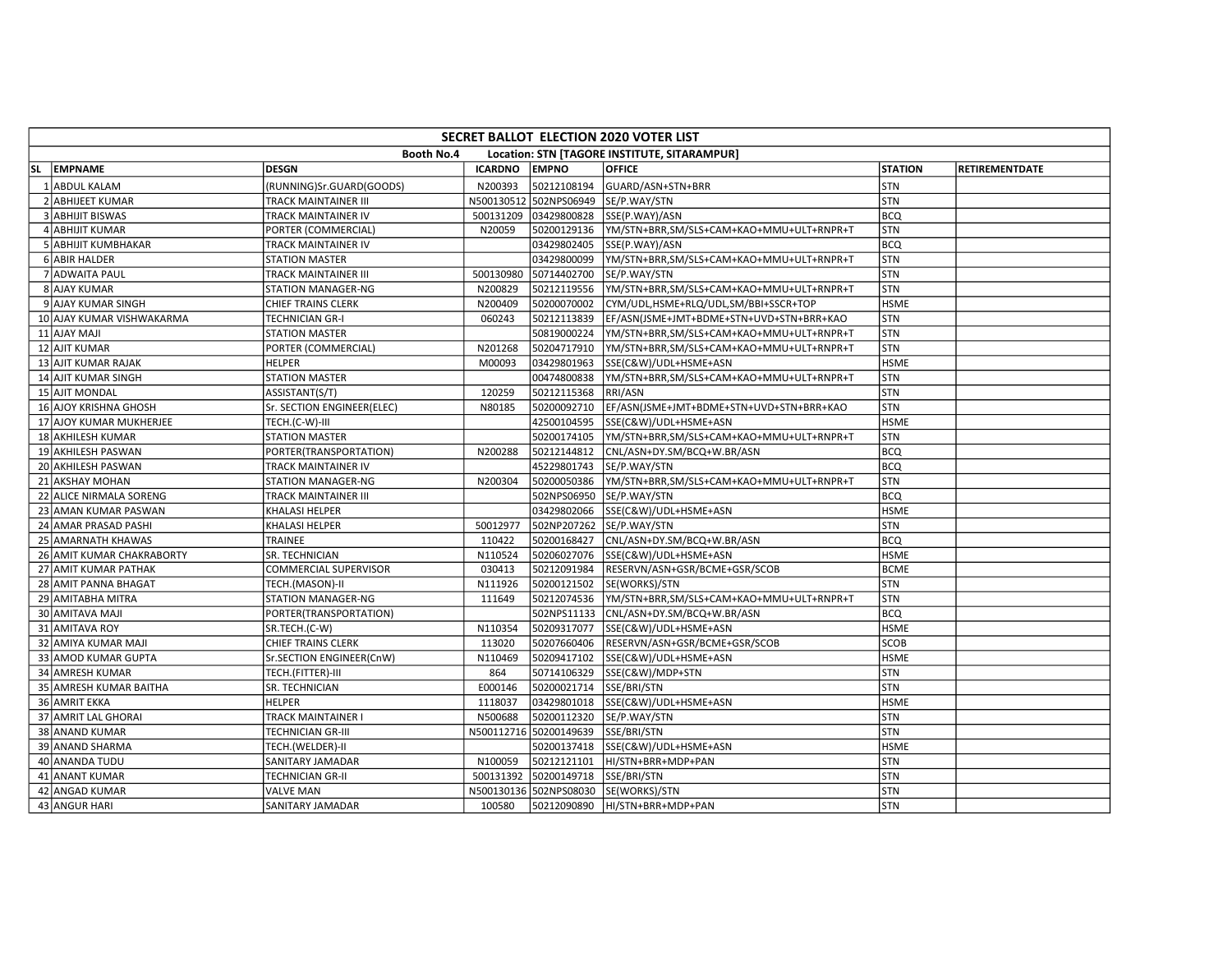## SECRET BALLOT ELECTION 2020 VOTER LIST

**Booth No.4 Location: STN [TAGORE INSTITUTE, SITARAMPUR]**

| SL | EMPNAME | DESGN | ICARDNO | EMPNO | OFFICE | STATION | RETIREMENTDATE |
|---|---|---|---|---|---|---|---|
| 1 | ABDUL KALAM | (RUNNING)Sr.GUARD(GOODS) | N200393 | 50212108194 | GUARD/ASN+STN+BRR | STN | |
| 2 | ABHIJEET KUMAR | TRACK MAINTAINER III | N500130512 | 502NPS06949 | SE/P.WAY/STN | STN | |
| 3 | ABHIJIT BISWAS | TRACK MAINTAINER IV | 500131209 | 03429800828 | SSE(P.WAY)/ASN | BCQ | |
| 4 | ABHIJIT KUMAR | PORTER (COMMERCIAL) | N20059 | 50200129136 | YM/STN+BRR,SM/SLS+CAM+KAO+MMU+ULT+RNPR+T | STN | |
| 5 | ABHIJIT KUMBHAKAR | TRACK MAINTAINER IV | | 03429802405 | SSE(P.WAY)/ASN | BCQ | |
| 6 | ABIR HALDER | STATION MASTER | | 03429800099 | YM/STN+BRR,SM/SLS+CAM+KAO+MMU+ULT+RNPR+T | STN | |
| 7 | ADWAITA PAUL | TRACK MAINTAINER III | 500130980 | 50714402700 | SE/P.WAY/STN | STN | |
| 8 | AJAY KUMAR | STATION MANAGER-NG | N200829 | 50212119556 | YM/STN+BRR,SM/SLS+CAM+KAO+MMU+ULT+RNPR+T | STN | |
| 9 | AJAY KUMAR SINGH | CHIEF TRAINS CLERK | N200409 | 50200070002 | CYM/UDL,HSME+RLQ/UDL,SM/BBI+SSCR+TOP | HSME | |
| 10 | AJAY KUMAR VISHWAKARMA | TECHNICIAN GR-I | 060243 | 50212113839 | EF/ASN(JSME+JMT+BDME+STN+UVD+STN+BRR+KAO | STN | |
| 11 | AJAY MAJI | STATION MASTER | | 50819000224 | YM/STN+BRR,SM/SLS+CAM+KAO+MMU+ULT+RNPR+T | STN | |
| 12 | AJIT KUMAR | PORTER (COMMERCIAL) | N201268 | 50204717910 | YM/STN+BRR,SM/SLS+CAM+KAO+MMU+ULT+RNPR+T | STN | |
| 13 | AJIT KUMAR RAJAK | HELPER | M00093 | 03429801963 | SSE(C&W)/UDL+HSME+ASN | HSME | |
| 14 | AJIT KUMAR SINGH | STATION MASTER | | 00474800838 | YM/STN+BRR,SM/SLS+CAM+KAO+MMU+ULT+RNPR+T | STN | |
| 15 | AJIT MONDAL | ASSISTANT(S/T) | 120259 | 50212115368 | RRI/ASN | STN | |
| 16 | AJOY KRISHNA GHOSH | Sr. SECTION ENGINEER(ELEC) | N80185 | 50200092710 | EF/ASN(JSME+JMT+BDME+STN+UVD+STN+BRR+KAO | STN | |
| 17 | AJOY KUMAR MUKHERJEE | TECH.(C-W)-III | | 42500104595 | SSE(C&W)/UDL+HSME+ASN | HSME | |
| 18 | AKHILESH KUMAR | STATION MASTER | | 50200174105 | YM/STN+BRR,SM/SLS+CAM+KAO+MMU+ULT+RNPR+T | STN | |
| 19 | AKHILESH PASWAN | PORTER(TRANSPORTATION) | N200288 | 50212144812 | CNL/ASN+DY.SM/BCQ+W.BR/ASN | BCQ | |
| 20 | AKHILESH PASWAN | TRACK MAINTAINER IV | | 45229801743 | SE/P.WAY/STN | BCQ | |
| 21 | AKSHAY MOHAN | STATION MANAGER-NG | N200304 | 50200050386 | YM/STN+BRR,SM/SLS+CAM+KAO+MMU+ULT+RNPR+T | STN | |
| 22 | ALICE NIRMALA SORENG | TRACK MAINTAINER III | | 502NPS06950 | SE/P.WAY/STN | BCQ | |
| 23 | AMAN KUMAR PASWAN | KHALASI HELPER | | 03429802066 | SSE(C&W)/UDL+HSME+ASN | HSME | |
| 24 | AMAR PRASAD PASHI | KHALASI HELPER | 50012977 | 502NP207262 | SE/P.WAY/STN | STN | |
| 25 | AMARNATH KHAWAS | TRAINEE | 110422 | 50200168427 | CNL/ASN+DY.SM/BCQ+W.BR/ASN | BCQ | |
| 26 | AMIT KUMAR CHAKRABORTY | SR. TECHNICIAN | N110524 | 50206027076 | SSE(C&W)/UDL+HSME+ASN | HSME | |
| 27 | AMIT KUMAR PATHAK | COMMERCIAL SUPERVISOR | 030413 | 50212091984 | RESERVN/ASN+GSR/BCME+GSR/SCOB | BCME | |
| 28 | AMIT PANNA BHAGAT | TECH.(MASON)-II | N111926 | 50200121502 | SE(WORKS)/STN | STN | |
| 29 | AMITABHA MITRA | STATION MANAGER-NG | 111649 | 50212074536 | YM/STN+BRR,SM/SLS+CAM+KAO+MMU+ULT+RNPR+T | STN | |
| 30 | AMITAVA MAJI | PORTER(TRANSPORTATION) | | 502NPS11133 | CNL/ASN+DY.SM/BCQ+W.BR/ASN | BCQ | |
| 31 | AMITAVA ROY | SR.TECH.(C-W) | N110354 | 50209317077 | SSE(C&W)/UDL+HSME+ASN | HSME | |
| 32 | AMIYA KUMAR MAJI | CHIEF TRAINS CLERK | 113020 | 50207660406 | RESERVN/ASN+GSR/BCME+GSR/SCOB | SCOB | |
| 33 | AMOD KUMAR GUPTA | Sr.SECTION ENGINEER(CnW) | N110469 | 50209417102 | SSE(C&W)/UDL+HSME+ASN | HSME | |
| 34 | AMRESH KUMAR | TECH.(FITTER)-III | 864 | 50714106329 | SSE(C&W)/MDP+STN | STN | |
| 35 | AMRESH KUMAR BAITHA | SR. TECHNICIAN | E000146 | 50200021714 | SSE/BRI/STN | STN | |
| 36 | AMRIT EKKA | HELPER | 1118037 | 03429801018 | SSE(C&W)/UDL+HSME+ASN | HSME | |
| 37 | AMRIT LAL GHORAI | TRACK MAINTAINER I | N500688 | 50200112320 | SE/P.WAY/STN | STN | |
| 38 | ANAND KUMAR | TECHNICIAN GR-III | N500112716 | 50200149639 | SSE/BRI/STN | STN | |
| 39 | ANAND SHARMA | TECH.(WELDER)-II | | 50200137418 | SSE(C&W)/UDL+HSME+ASN | HSME | |
| 40 | ANANDA TUDU | SANITARY JAMADAR | N100059 | 50212121101 | HI/STN+BRR+MDP+PAN | STN | |
| 41 | ANANT KUMAR | TECHNICIAN GR-II | 500131392 | 50200149718 | SSE/BRI/STN | STN | |
| 42 | ANGAD KUMAR | VALVE MAN | N500130136 | 502NPS08030 | SE(WORKS)/STN | STN | |
| 43 | ANGUR HARI | SANITARY JAMADAR | 100580 | 50212090890 | HI/STN+BRR+MDP+PAN | STN | |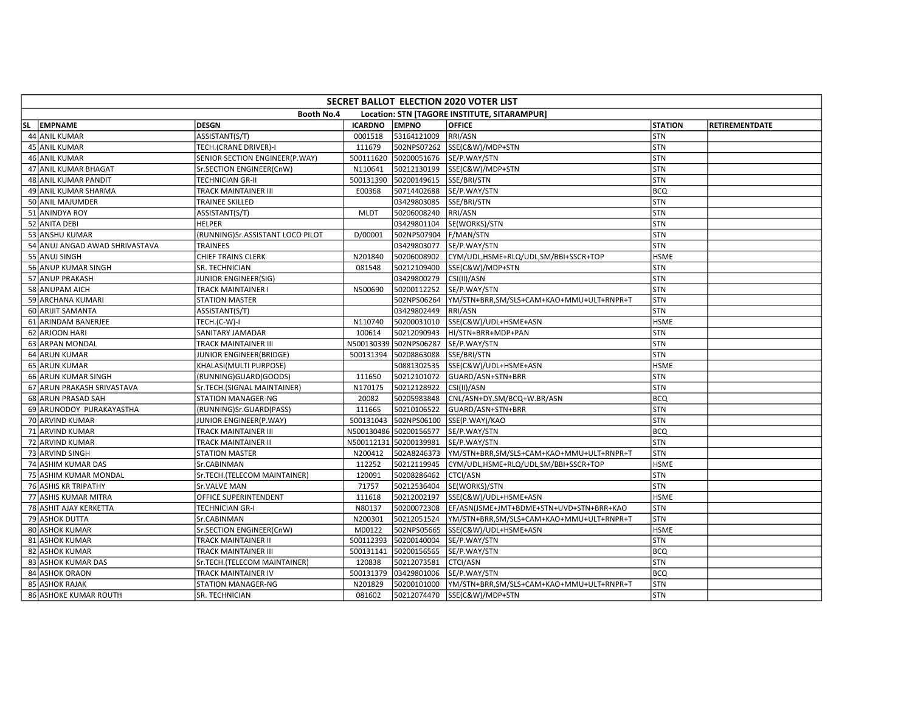# SECRET BALLOT ELECTION 2020 VOTER LIST

**Booth No.4 Location: STN [TAGORE INSTITUTE, SITARAMPUR]**

| SL | EMPNAME | DESGN | ICARDNO | EMPNO | OFFICE | STATION | RETIREMENTDATE |
|---|---|---|---|---|---|---|---|
| 44 | ANIL KUMAR | ASSISTANT(S/T) | 0001518 | 53164121009 | RRI/ASN | STN | |
| 45 | ANIL KUMAR | TECH.(CRANE DRIVER)-I | 111679 | 502NPS07262 | SSE(C&W)/MDP+STN | STN | |
| 46 | ANIL KUMAR | SENIOR SECTION ENGINEER(P.WAY) | 500111620 | 50200051676 | SE/P.WAY/STN | STN | |
| 47 | ANIL KUMAR BHAGAT | Sr.SECTION ENGINEER(CnW) | N110641 | 50212130199 | SSE(C&W)/MDP+STN | STN | |
| 48 | ANIL KUMAR PANDIT | TECHNICIAN GR-II | 500131390 | 50200149615 | SSE/BRI/STN | STN | |
| 49 | ANIL KUMAR SHARMA | TRACK MAINTAINER III | E00368 | 50714402688 | SE/P.WAY/STN | BCQ | |
| 50 | ANIL MAJUMDER | TRAINEE SKILLED | | 03429803085 | SSE/BRI/STN | STN | |
| 51 | ANINDYA ROY | ASSISTANT(S/T) | MLDT | 50206008240 | RRI/ASN | STN | |
| 52 | ANITA DEBI | HELPER | | 03429801104 | SE(WORKS)/STN | STN | |
| 53 | ANSHU KUMAR | (RUNNING)Sr.ASSISTANT LOCO PILOT | D/00001 | 502NPS07904 | F/MAN/STN | STN | |
| 54 | ANUJ ANGAD AWAD SHRIVASTAVA | TRAINEES | | 03429803077 | SE/P.WAY/STN | STN | |
| 55 | ANUJ SINGH | CHIEF TRAINS CLERK | N201840 | 50206008902 | CYM/UDL,HSME+RLQ/UDL,SM/BBI+SSCR+TOP | HSME | |
| 56 | ANUP KUMAR SINGH | SR. TECHNICIAN | 081548 | 50212109400 | SSE(C&W)/MDP+STN | STN | |
| 57 | ANUP PRAKASH | JUNIOR ENGINEER(SIG) | | 03429800279 | CSI(II)/ASN | STN | |
| 58 | ANUPAM AICH | TRACK MAINTAINER I | N500690 | 50200112252 | SE/P.WAY/STN | STN | |
| 59 | ARCHANA KUMARI | STATION MASTER | | 502NPS06264 | YM/STN+BRR,SM/SLS+CAM+KAO+MMU+ULT+RNPR+T | STN | |
| 60 | ARIJIT SAMANTA | ASSISTANT(S/T) | | 03429802449 | RRI/ASN | STN | |
| 61 | ARINDAM BANERJEE | TECH.(C-W)-I | N110740 | 50200031010 | SSE(C&W)/UDL+HSME+ASN | HSME | |
| 62 | ARJOON HARI | SANITARY JAMADAR | 100614 | 50212090943 | HI/STN+BRR+MDP+PAN | STN | |
| 63 | ARPAN MONDAL | TRACK MAINTAINER III | N500130339 | 502NPS06287 | SE/P.WAY/STN | STN | |
| 64 | ARUN KUMAR | JUNIOR ENGINEER(BRIDGE) | 500131394 | 50208863088 | SSE/BRI/STN | STN | |
| 65 | ARUN KUMAR | KHALASI(MULTI PURPOSE) | | 50881302535 | SSE(C&W)/UDL+HSME+ASN | HSME | |
| 66 | ARUN KUMAR SINGH | (RUNNING)GUARD(GOODS) | 111650 | 50212101072 | GUARD/ASN+STN+BRR | STN | |
| 67 | ARUN PRAKASH SRIVASTAVA | Sr.TECH.(SIGNAL MAINTAINER) | N170175 | 50212128922 | CSI(II)/ASN | STN | |
| 68 | ARUN PRASAD SAH | STATION MANAGER-NG | 20082 | 50205983848 | CNL/ASN+DY.SM/BCQ+W.BR/ASN | BCQ | |
| 69 | ARUNODOY PURAKAYASTHA | (RUNNING)Sr.GUARD(PASS) | 111665 | 50210106522 | GUARD/ASN+STN+BRR | STN | |
| 70 | ARVIND KUMAR | JUNIOR ENGINEER(P.WAY) | 500131043 | 502NPS06100 | SSE(P.WAY)/KAO | STN | |
| 71 | ARVIND KUMAR | TRACK MAINTAINER III | N500130486 | 50200156577 | SE/P.WAY/STN | BCQ | |
| 72 | ARVIND KUMAR | TRACK MAINTAINER II | N500112131 | 50200139981 | SE/P.WAY/STN | STN | |
| 73 | ARVIND SINGH | STATION MASTER | N200412 | 502A8246373 | YM/STN+BRR,SM/SLS+CAM+KAO+MMU+ULT+RNPR+T | STN | |
| 74 | ASHIM KUMAR DAS | Sr.CABINMAN | 112252 | 50212119945 | CYM/UDL,HSME+RLQ/UDL,SM/BBI+SSCR+TOP | HSME | |
| 75 | ASHIM KUMAR MONDAL | Sr.TECH.(TELECOM MAINTAINER) | 120091 | 50208286462 | CTCI/ASN | STN | |
| 76 | ASHIS KR TRIPATHY | Sr.VALVE MAN | 71757 | 50212536404 | SE(WORKS)/STN | STN | |
| 77 | ASHIS KUMAR MITRA | OFFICE SUPERINTENDENT | 111618 | 50212002197 | SSE(C&W)/UDL+HSME+ASN | HSME | |
| 78 | ASHIT AJAY KERKETTA | TECHNICIAN GR-I | N80137 | 50200072308 | EF/ASN(JSME+JMT+BDME+STN+UVD+STN+BRR+KAO | STN | |
| 79 | ASHOK DUTTA | Sr.CABINMAN | N200301 | 50212051524 | YM/STN+BRR,SM/SLS+CAM+KAO+MMU+ULT+RNPR+T | STN | |
| 80 | ASHOK KUMAR | Sr.SECTION ENGINEER(CnW) | M00122 | 502NPS05665 | SSE(C&W)/UDL+HSME+ASN | HSME | |
| 81 | ASHOK KUMAR | TRACK MAINTAINER II | 500112393 | 50200140004 | SE/P.WAY/STN | STN | |
| 82 | ASHOK KUMAR | TRACK MAINTAINER III | 500131141 | 50200156565 | SE/P.WAY/STN | BCQ | |
| 83 | ASHOK KUMAR DAS | Sr.TECH.(TELECOM MAINTAINER) | 120838 | 50212073581 | CTCI/ASN | STN | |
| 84 | ASHOK ORAON | TRACK MAINTAINER IV | 500131379 | 03429801006 | SE/P.WAY/STN | BCQ | |
| 85 | ASHOK RAJAK | STATION MANAGER-NG | N201829 | 50200101000 | YM/STN+BRR,SM/SLS+CAM+KAO+MMU+ULT+RNPR+T | STN | |
| 86 | ASHOKE KUMAR ROUTH | SR. TECHNICIAN | 081602 | 50212074470 | SSE(C&W)/MDP+STN | STN | |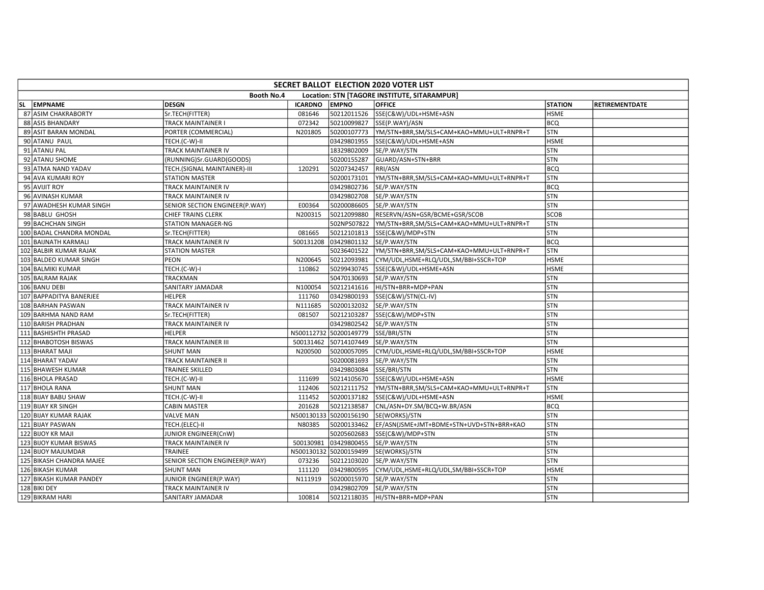| SECRET BALLOT ELECTION 2020 VOTER LIST | | | | | | | |
|---|---|---|---|---|---|---|---|
| Booth No.4 Location: STN [TAGORE INSTITUTE, SITARAMPUR] | | | | | | | |
| SL EMPNAME | DESGN | ICARDNO | EMPNO | OFFICE | STATION | RETIREMENTDATE | |
| 87 ASIM CHAKRABORTY | Sr.TECH(FITTER) | 081646 | 50212011526 | SSE(C&W)/UDL+HSME+ASN | HSME | | |
| 88 ASIS BHANDARY | TRACK MAINTAINER I | 072342 | 50210099827 | SSE(P.WAY)/ASN | BCQ | | |
| 89 ASIT BARAN MONDAL | PORTER (COMMERCIAL) | N201805 | 50200107773 | YM/STN+BRR,SM/SLS+CAM+KAO+MMU+ULT+RNPR+T | STN | | |
| 90 ATANU PAUL | TECH.(C-W)-II | | 03429801955 | SSE(C&W)/UDL+HSME+ASN | HSME | | |
| 91 ATANU PAL | TRACK MAINTAINER IV | | 18329802009 | SE/P.WAY/STN | STN | | |
| 92 ATANU SHOME | (RUNNING)Sr.GUARD(GOODS) | | 50200155287 | GUARD/ASN+STN+BRR | STN | | |
| 93 ATMA NAND YADAV | TECH.(SIGNAL MAINTAINER)-III | 120291 | 50207342457 | RRI/ASN | BCQ | | |
| 94 AVA KUMARI ROY | STATION MASTER | | 50200173101 | YM/STN+BRR,SM/SLS+CAM+KAO+MMU+ULT+RNPR+T | STN | | |
| 95 AVIJIT ROY | TRACK MAINTAINER IV | | 03429802736 | SE/P.WAY/STN | BCQ | | |
| 96 AVINASH KUMAR | TRACK MAINTAINER IV | | 03429802708 | SE/P.WAY/STN | STN | | |
| 97 AWADHESH KUMAR SINGH | SENIOR SECTION ENGINEER(P.WAY) | E00364 | 50200086605 | SE/P.WAY/STN | STN | | |
| 98 BABLU GHOSH | CHIEF TRAINS CLERK | N200315 | 50212099880 | RESERVN/ASN+GSR/BCME+GSR/SCOB | SCOB | | |
| 99 BACHCHAN SINGH | STATION MANAGER-NG | | 502NPS07822 | YM/STN+BRR,SM/SLS+CAM+KAO+MMU+ULT+RNPR+T | STN | | |
| 100 BADAL CHANDRA MONDAL | Sr.TECH(FITTER) | 081665 | 50212101813 | SSE(C&W)/MDP+STN | STN | | |
| 101 BAIJNATH KARMALI | TRACK MAINTAINER IV | 500131208 | 03429801132 | SE/P.WAY/STN | BCQ | | |
| 102 BALBIR KUMAR RAJAK | STATION MASTER | | 50236401522 | YM/STN+BRR,SM/SLS+CAM+KAO+MMU+ULT+RNPR+T | STN | | |
| 103 BALDEO KUMAR SINGH | PEON | N200645 | 50212093981 | CYM/UDL,HSME+RLQ/UDL,SM/BBI+SSCR+TOP | HSME | | |
| 104 BALMIKI KUMAR | TECH.(C-W)-I | 110862 | 50299430745 | SSE(C&W)/UDL+HSME+ASN | HSME | | |
| 105 BALRAM RAJAK | TRACKMAN | | 50470130693 | SE/P.WAY/STN | STN | | |
| 106 BANU DEBI | SANITARY JAMADAR | N100054 | 50212141616 | HI/STN+BRR+MDP+PAN | STN | | |
| 107 BAPPADITYA BANERJEE | HELPER | 111760 | 03429800193 | SSE(C&W)/STN(CL-IV) | STN | | |
| 108 BARHAN PASWAN | TRACK MAINTAINER IV | N111685 | 50200132032 | SE/P.WAY/STN | STN | | |
| 109 BARHMA NAND RAM | Sr.TECH(FITTER) | 081507 | 50212103287 | SSE(C&W)/MDP+STN | STN | | |
| 110 BARISH PRADHAN | TRACK MAINTAINER IV | | 03429802542 | SE/P.WAY/STN | STN | | |
| 111 BASHISHTH PRASAD | HELPER | N500112732 | 50200149779 | SSE/BRI/STN | STN | | |
| 112 BHABOTOSH BISWAS | TRACK MAINTAINER III | 500131462 | 50714107449 | SE/P.WAY/STN | STN | | |
| 113 BHARAT MAJI | SHUNT MAN | N200500 | 50200057095 | CYM/UDL,HSME+RLQ/UDL,SM/BBI+SSCR+TOP | HSME | | |
| 114 BHARAT YADAV | TRACK MAINTAINER II | | 50200081693 | SE/P.WAY/STN | STN | | |
| 115 BHAWESH KUMAR | TRAINEE SKILLED | | 03429803084 | SSE/BRI/STN | STN | | |
| 116 BHOLA PRASAD | TECH.(C-W)-II | 111699 | 50214105670 | SSE(C&W)/UDL+HSME+ASN | HSME | | |
| 117 BHOLA RANA | SHUNT MAN | 112406 | 50212111752 | YM/STN+BRR,SM/SLS+CAM+KAO+MMU+ULT+RNPR+T | STN | | |
| 118 BIJAY BABU SHAW | TECH.(C-W)-II | 111452 | 50200137182 | SSE(C&W)/UDL+HSME+ASN | HSME | | |
| 119 BIJAY KR SINGH | CABIN MASTER | 201628 | 50212138587 | CNL/ASN+DY.SM/BCQ+W.BR/ASN | BCQ | | |
| 120 BIJAY KUMAR RAJAK | VALVE MAN | N500130133 | 50200156190 | SE(WORKS)/STN | STN | | |
| 121 BIJAY PASWAN | TECH.(ELEC)-II | N80385 | 50200133462 | EF/ASN(JSME+JMT+BDME+STN+UVD+STN+BRR+KAO | STN | | |
| 122 BIJOY KR MAJI | JUNIOR ENGINEER(CnW) | | 50205602683 | SSE(C&W)/MDP+STN | STN | | |
| 123 BIJOY KUMAR BISWAS | TRACK MAINTAINER IV | 500130981 | 03429800455 | SE/P.WAY/STN | STN | | |
| 124 BIJOY MAJUMDAR | TRAINEE | N500130132 | 50200159499 | SE(WORKS)/STN | STN | | |
| 125 BIKASH CHANDRA MAJEE | SENIOR SECTION ENGINEER(P.WAY) | 073236 | 50212103020 | SE/P.WAY/STN | STN | | |
| 126 BIKASH KUMAR | SHUNT MAN | 111120 | 03429800595 | CYM/UDL,HSME+RLQ/UDL,SM/BBI+SSCR+TOP | HSME | | |
| 127 BIKASH KUMAR PANDEY | JUNIOR ENGINEER(P.WAY) | N111919 | 50200015970 | SE/P.WAY/STN | STN | | |
| 128 BIKI DEY | TRACK MAINTAINER IV | | 03429802709 | SE/P.WAY/STN | STN | | |
| 129 BIKRAM HARI | SANITARY JAMADAR | 100814 | 50212118035 | HI/STN+BRR+MDP+PAN | STN | | |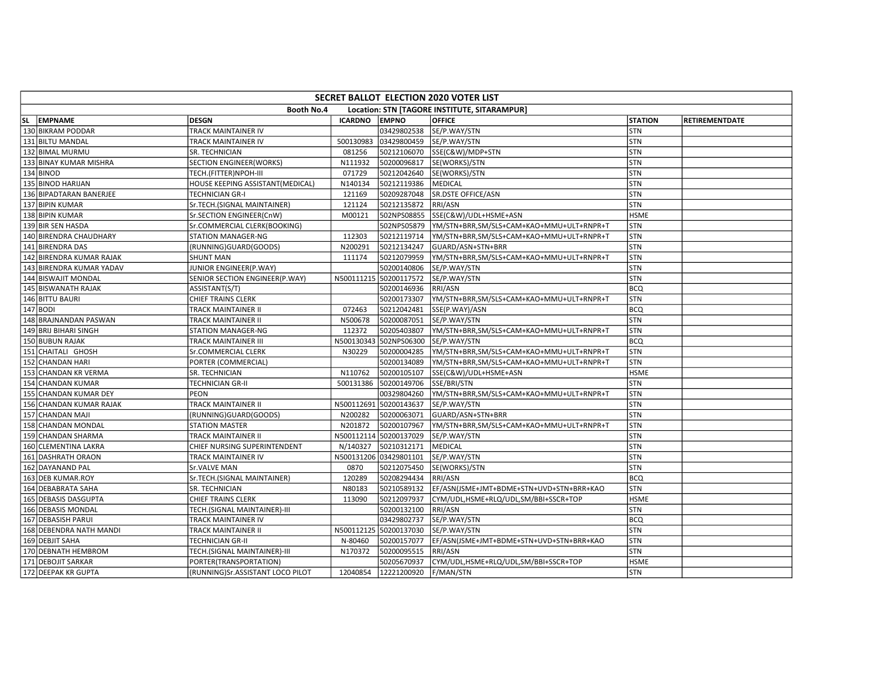**SECRET BALLOT ELECTION 2020 VOTER LIST**

**Booth No.4 Location: STN [TAGORE INSTITUTE, SITARAMPUR]**

| SL | EMPNAME | DESGN | ICARDNO | EMPNO | OFFICE | STATION | RETIREMENTDATE |
|---|---|---|---|---|---|---|---|
| 130 | BIKRAM PODDAR | TRACK MAINTAINER IV | | 03429802538 | SE/P.WAY/STN | STN | |
| 131 | BILTU MANDAL | TRACK MAINTAINER IV | 500130983 | 03429800459 | SE/P.WAY/STN | STN | |
| 132 | BIMAL MURMU | SR. TECHNICIAN | 081256 | 50212106070 | SSE(C&W)/MDP+STN | STN | |
| 133 | BINAY KUMAR MISHRA | SECTION ENGINEER(WORKS) | N111932 | 50200096817 | SE(WORKS)/STN | STN | |
| 134 | BINOD | TECH.(FITTER)NPOH-III | 071729 | 50212042640 | SE(WORKS)/STN | STN | |
| 135 | BINOD HARIJAN | HOUSE KEEPING ASSISTANT(MEDICAL) | N140134 | 50212119386 | MEDICAL | STN | |
| 136 | BIPADTARAN BANERJEE | TECHNICIAN GR-I | 121169 | 50209287048 | SR.DSTE OFFICE/ASN | STN | |
| 137 | BIPIN KUMAR | Sr.TECH.(SIGNAL MAINTAINER) | 121124 | 50212135872 | RRI/ASN | STN | |
| 138 | BIPIN KUMAR | Sr.SECTION ENGINEER(CnW) | M00121 | 502NPS08855 | SSE(C&W)/UDL+HSME+ASN | HSME | |
| 139 | BIR SEN HASDA | Sr.COMMERCIAL CLERK(BOOKING) | | 502NPS05879 | YM/STN+BRR,SM/SLS+CAM+KAO+MMU+ULT+RNPR+T | STN | |
| 140 | BIRENDRA CHAUDHARY | STATION MANAGER-NG | 112303 | 50212119714 | YM/STN+BRR,SM/SLS+CAM+KAO+MMU+ULT+RNPR+T | STN | |
| 141 | BIRENDRA DAS | (RUNNING)GUARD(GOODS) | N200291 | 50212134247 | GUARD/ASN+STN+BRR | STN | |
| 142 | BIRENDRA KUMAR RAJAK | SHUNT MAN | 111174 | 50212079959 | YM/STN+BRR,SM/SLS+CAM+KAO+MMU+ULT+RNPR+T | STN | |
| 143 | BIRENDRA KUMAR YADAV | JUNIOR ENGINEER(P.WAY) | | 50200140806 | SE/P.WAY/STN | STN | |
| 144 | BISWAJIT MONDAL | SENIOR SECTION ENGINEER(P.WAY) | N500111215 | 50200117572 | SE/P.WAY/STN | STN | |
| 145 | BISWANATH RAJAK | ASSISTANT(S/T) | | 50200146936 | RRI/ASN | BCQ | |
| 146 | BITTU BAURI | CHIEF TRAINS CLERK | | 50200173307 | YM/STN+BRR,SM/SLS+CAM+KAO+MMU+ULT+RNPR+T | STN | |
| 147 | BODI | TRACK MAINTAINER II | 072463 | 50212042481 | SSE(P.WAY)/ASN | BCQ | |
| 148 | BRAJNANDAN PASWAN | TRACK MAINTAINER II | N500678 | 50200087051 | SE/P.WAY/STN | STN | |
| 149 | BRIJ BIHARI SINGH | STATION MANAGER-NG | 112372 | 50205403807 | YM/STN+BRR,SM/SLS+CAM+KAO+MMU+ULT+RNPR+T | STN | |
| 150 | BUBUN RAJAK | TRACK MAINTAINER III | N500130343 | 502NPS06300 | SE/P.WAY/STN | BCQ | |
| 151 | CHAITALI GHOSH | Sr.COMMERCIAL CLERK | N30229 | 50200004285 | YM/STN+BRR,SM/SLS+CAM+KAO+MMU+ULT+RNPR+T | STN | |
| 152 | CHANDAN HARI | PORTER (COMMERCIAL) | | 50200134089 | YM/STN+BRR,SM/SLS+CAM+KAO+MMU+ULT+RNPR+T | STN | |
| 153 | CHANDAN KR VERMA | SR. TECHNICIAN | N110762 | 50200105107 | SSE(C&W)/UDL+HSME+ASN | HSME | |
| 154 | CHANDAN KUMAR | TECHNICIAN GR-II | 500131386 | 50200149706 | SSE/BRI/STN | STN | |
| 155 | CHANDAN KUMAR DEY | PEON | | 00329804260 | YM/STN+BRR,SM/SLS+CAM+KAO+MMU+ULT+RNPR+T | STN | |
| 156 | CHANDAN KUMAR RAJAK | TRACK MAINTAINER II | N500112691 | 50200143637 | SE/P.WAY/STN | STN | |
| 157 | CHANDAN MAJI | (RUNNING)GUARD(GOODS) | N200282 | 50200063071 | GUARD/ASN+STN+BRR | STN | |
| 158 | CHANDAN MONDAL | STATION MASTER | N201872 | 50200107967 | YM/STN+BRR,SM/SLS+CAM+KAO+MMU+ULT+RNPR+T | STN | |
| 159 | CHANDAN SHARMA | TRACK MAINTAINER II | N500112114 | 50200137029 | SE/P.WAY/STN | STN | |
| 160 | CLEMENTINA LAKRA | CHIEF NURSING SUPERINTENDENT | N/140327 | 50210312171 | MEDICAL | STN | |
| 161 | DASHRATH ORAON | TRACK MAINTAINER IV | N500131206 | 03429801101 | SE/P.WAY/STN | STN | |
| 162 | DAYANAND PAL | Sr.VALVE MAN | 0870 | 50212075450 | SE(WORKS)/STN | STN | |
| 163 | DEB KUMAR.ROY | Sr.TECH.(SIGNAL MAINTAINER) | 120289 | 50208294434 | RRI/ASN | BCQ | |
| 164 | DEBABRATA SAHA | SR. TECHNICIAN | N80183 | 50210589132 | EF/ASN(JSME+JMT+BDME+STN+UVD+STN+BRR+KAO | STN | |
| 165 | DEBASIS DASGUPTA | CHIEF TRAINS CLERK | 113090 | 50212097937 | CYM/UDL,HSME+RLQ/UDL,SM/BBI+SSCR+TOP | HSME | |
| 166 | DEBASIS MONDAL | TECH.(SIGNAL MAINTAINER)-III | | 50200132100 | RRI/ASN | STN | |
| 167 | DEBASISH PARUI | TRACK MAINTAINER IV | | 03429802737 | SE/P.WAY/STN | BCQ | |
| 168 | DEBENDRA NATH MANDI | TRACK MAINTAINER II | N500112125 | 50200137030 | SE/P.WAY/STN | STN | |
| 169 | DEBJIT SAHA | TECHNICIAN GR-II | N-80460 | 50200157077 | EF/ASN(JSME+JMT+BDME+STN+UVD+STN+BRR+KAO | STN | |
| 170 | DEBNATH HEMBROM | TECH.(SIGNAL MAINTAINER)-III | N170372 | 50200095515 | RRI/ASN | STN | |
| 171 | DEBOJIT SARKAR | PORTER(TRANSPORTATION) | | 50205670937 | CYM/UDL,HSME+RLQ/UDL,SM/BBI+SSCR+TOP | HSME | |
| 172 | DEEPAK KR GUPTA | (RUNNING)Sr.ASSISTANT LOCO PILOT | 12040854 | 12221200920 | F/MAN/STN | STN | |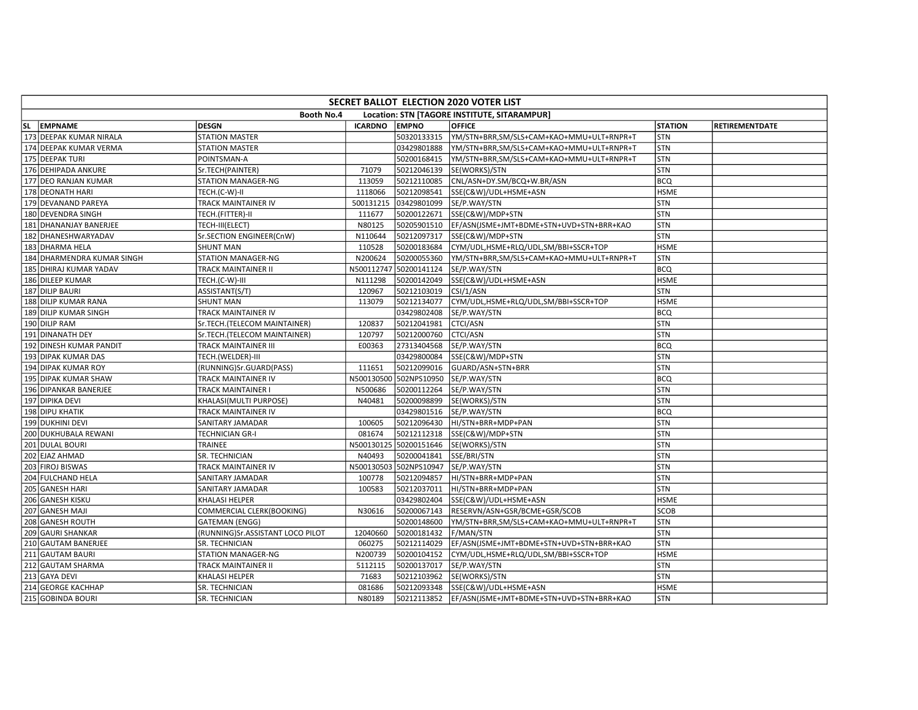| SECRET BALLOT ELECTION 2020 VOTER LIST | | | | | | | |
|---|---|---|---|---|---|---|---|
| Booth No.4 Location: STN [TAGORE INSTITUTE, SITARAMPUR] | | | | | | | |
| SL EMPNAME | DESGN | ICARDNO | EMPNO | OFFICE | STATION | RETIREMENTDATE | |
| 173 DEEPAK KUMAR NIRALA | STATION MASTER | | 50320133315 | YM/STN+BRR,SM/SLS+CAM+KAO+MMU+ULT+RNPR+T | STN | | |
| 174 DEEPAK KUMAR VERMA | STATION MASTER | | 03429801888 | YM/STN+BRR,SM/SLS+CAM+KAO+MMU+ULT+RNPR+T | STN | | |
| 175 DEEPAK TURI | POINTSMAN-A | | 50200168415 | YM/STN+BRR,SM/SLS+CAM+KAO+MMU+ULT+RNPR+T | STN | | |
| 176 DEHIPADA ANKURE | Sr.TECH(PAINTER) | 71079 | 50212046139 | SE(WORKS)/STN | STN | | |
| 177 DEO RANJAN KUMAR | STATION MANAGER-NG | 113059 | 50212110085 | CNL/ASN+DY.SM/BCQ+W.BR/ASN | BCQ | | |
| 178 DEONATH HARI | TECH.(C-W)-II | 1118066 | 50212098541 | SSE(C&W)/UDL+HSME+ASN | HSME | | |
| 179 DEVANAND PAREYA | TRACK MAINTAINER IV | 500131215 | 03429801099 | SE/P.WAY/STN | STN | | |
| 180 DEVENDRA SINGH | TECH.(FITTER)-II | 111677 | 50200122671 | SSE(C&W)/MDP+STN | STN | | |
| 181 DHANANJAY BANERJEE | TECH-III(ELECT) | N80125 | 50205901510 | EF/ASN(JSME+JMT+BDME+STN+UVD+STN+BRR+KAO | STN | | |
| 182 DHANESHWARYADAV | Sr.SECTION ENGINEER(CnW) | N110644 | 50212097317 | SSE(C&W)/MDP+STN | STN | | |
| 183 DHARMA HELA | SHUNT MAN | 110528 | 50200183684 | CYM/UDL,HSME+RLQ/UDL,SM/BBI+SSCR+TOP | HSME | | |
| 184 DHARMENDRA KUMAR SINGH | STATION MANAGER-NG | N200624 | 50200055360 | YM/STN+BRR,SM/SLS+CAM+KAO+MMU+ULT+RNPR+T | STN | | |
| 185 DHIRAJ KUMAR YADAV | TRACK MAINTAINER II | N500112747 | 50200141124 | SE/P.WAY/STN | BCQ | | |
| 186 DILEEP KUMAR | TECH.(C-W)-III | N111298 | 50200142049 | SSE(C&W)/UDL+HSME+ASN | HSME | | |
| 187 DILIP BAURI | ASSISTANT(S/T) | 120967 | 50212103019 | CSI/1/ASN | STN | | |
| 188 DILIP KUMAR RANA | SHUNT MAN | 113079 | 50212134077 | CYM/UDL,HSME+RLQ/UDL,SM/BBI+SSCR+TOP | HSME | | |
| 189 DILIP KUMAR SINGH | TRACK MAINTAINER IV | | 03429802408 | SE/P.WAY/STN | BCQ | | |
| 190 DILIP RAM | Sr.TECH.(TELECOM MAINTAINER) | 120837 | 50212041981 | CTCI/ASN | STN | | |
| 191 DINANATH DEY | Sr.TECH.(TELECOM MAINTAINER) | 120797 | 50212000760 | CTCI/ASN | STN | | |
| 192 DINESH KUMAR PANDIT | TRACK MAINTAINER III | E00363 | 27313404568 | SE/P.WAY/STN | BCQ | | |
| 193 DIPAK KUMAR DAS | TECH.(WELDER)-III | | 03429800084 | SSE(C&W)/MDP+STN | STN | | |
| 194 DIPAK KUMAR ROY | (RUNNING)Sr.GUARD(PASS) | 111651 | 50212099016 | GUARD/ASN+STN+BRR | STN | | |
| 195 DIPAK KUMAR SHAW | TRACK MAINTAINER IV | N500130500 | 502NPS10950 | SE/P.WAY/STN | BCQ | | |
| 196 DIPANKAR BANERJEE | TRACK MAINTAINER I | N500686 | 50200112264 | SE/P.WAY/STN | STN | | |
| 197 DIPIKA DEVI | KHALASI(MULTI PURPOSE) | N40481 | 50200098899 | SE(WORKS)/STN | STN | | |
| 198 DIPU KHATIK | TRACK MAINTAINER IV | | 03429801516 | SE/P.WAY/STN | BCQ | | |
| 199 DUKHINI DEVI | SANITARY JAMADAR | 100605 | 50212096430 | HI/STN+BRR+MDP+PAN | STN | | |
| 200 DUKHUBALA REWANI | TECHNICIAN GR-I | 081674 | 50212112318 | SSE(C&W)/MDP+STN | STN | | |
| 201 DULAL BOURI | TRAINEE | N500130125 | 50200151646 | SE(WORKS)/STN | STN | | |
| 202 EJAZ AHMAD | SR. TECHNICIAN | N40493 | 50200041841 | SSE/BRI/STN | STN | | |
| 203 FIROJ BISWAS | TRACK MAINTAINER IV | N500130503 | 502NPS10947 | SE/P.WAY/STN | STN | | |
| 204 FULCHAND HELA | SANITARY JAMADAR | 100778 | 50212094857 | HI/STN+BRR+MDP+PAN | STN | | |
| 205 GANESH HARI | SANITARY JAMADAR | 100583 | 50212037011 | HI/STN+BRR+MDP+PAN | STN | | |
| 206 GANESH KISKU | KHALASI HELPER | | 03429802404 | SSE(C&W)/UDL+HSME+ASN | HSME | | |
| 207 GANESH MAJI | COMMERCIAL CLERK(BOOKING) | N30616 | 50200067143 | RESERVN/ASN+GSR/BCME+GSR/SCOB | SCOB | | |
| 208 GANESH ROUTH | GATEMAN (ENGG) | | 50200148600 | YM/STN+BRR,SM/SLS+CAM+KAO+MMU+ULT+RNPR+T | STN | | |
| 209 GAURI SHANKAR | (RUNNING)Sr.ASSISTANT LOCO PILOT | 12040660 | 50200181432 | F/MAN/STN | STN | | |
| 210 GAUTAM BANERJEE | SR. TECHNICIAN | 060275 | 50212114029 | EF/ASN(JSME+JMT+BDME+STN+UVD+STN+BRR+KAO | STN | | |
| 211 GAUTAM BAURI | STATION MANAGER-NG | N200739 | 50200104152 | CYM/UDL,HSME+RLQ/UDL,SM/BBI+SSCR+TOP | HSME | | |
| 212 GAUTAM SHARMA | TRACK MAINTAINER II | 5112115 | 50200137017 | SE/P.WAY/STN | STN | | |
| 213 GAYA DEVI | KHALASI HELPER | 71683 | 50212103962 | SE(WORKS)/STN | STN | | |
| 214 GEORGE KACHHAP | SR. TECHNICIAN | 081686 | 50212093348 | SSE(C&W)/UDL+HSME+ASN | HSME | | |
| 215 GOBINDA BOURI | SR. TECHNICIAN | N80189 | 50212113852 | EF/ASN(JSME+JMT+BDME+STN+UVD+STN+BRR+KAO | STN | | |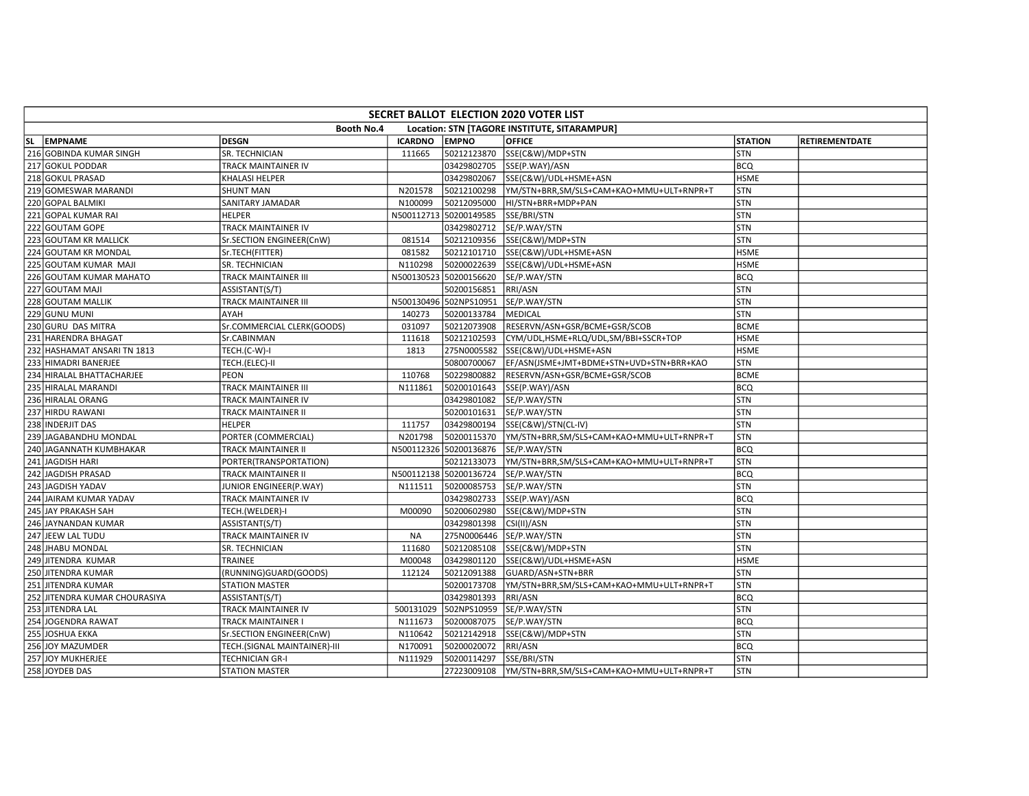| SECRET BALLOT ELECTION 2020 VOTER LIST | | | | | | | |
|---|---|---|---|---|---|---|---|
| Booth No.4 Location: STN [TAGORE INSTITUTE, SITARAMPUR] | | | | | | | |
| SL EMPNAME | DESGN | ICARDNO | EMPNO | OFFICE | STATION | RETIREMENTDATE | |
| 216 GOBINDA KUMAR SINGH | SR. TECHNICIAN | 111665 | 50212123870 | SSE(C&W)/MDP+STN | STN | | |
| 217 GOKUL PODDAR | TRACK MAINTAINER IV | | 03429802705 | SSE(P.WAY)/ASN | BCQ | | |
| 218 GOKUL PRASAD | KHALASI HELPER | | 03429802067 | SSE(C&W)/UDL+HSME+ASN | HSME | | |
| 219 GOMESWAR MARANDI | SHUNT MAN | N201578 | 50212100298 | YM/STN+BRR,SM/SLS+CAM+KAO+MMU+ULT+RNPR+T | STN | | |
| 220 GOPAL BALMIKI | SANITARY JAMADAR | N100099 | 50212095000 | HI/STN+BRR+MDP+PAN | STN | | |
| 221 GOPAL KUMAR RAI | HELPER | N500112713 | 50200149585 | SSE/BRI/STN | STN | | |
| 222 GOUTAM GOPE | TRACK MAINTAINER IV | | 03429802712 | SE/P.WAY/STN | STN | | |
| 223 GOUTAM KR MALLICK | Sr.SECTION ENGINEER(CnW) | 081514 | 50212109356 | SSE(C&W)/MDP+STN | STN | | |
| 224 GOUTAM KR MONDAL | Sr.TECH(FITTER) | 081582 | 50212101710 | SSE(C&W)/UDL+HSME+ASN | HSME | | |
| 225 GOUTAM KUMAR MAJI | SR. TECHNICIAN | N110298 | 50200022639 | SSE(C&W)/UDL+HSME+ASN | HSME | | |
| 226 GOUTAM KUMAR MAHATO | TRACK MAINTAINER III | N500130523 | 50200156620 | SE/P.WAY/STN | BCQ | | |
| 227 GOUTAM MAJI | ASSISTANT(S/T) | | 50200156851 | RRI/ASN | STN | | |
| 228 GOUTAM MALLIK | TRACK MAINTAINER III | N500130496 | 502NPS10951 | SE/P.WAY/STN | STN | | |
| 229 GUNU MUNI | AYAH | 140273 | 50200133784 | MEDICAL | STN | | |
| 230 GURU DAS MITRA | Sr.COMMERCIAL CLERK(GOODS) | 031097 | 50212073908 | RESERVN/ASN+GSR/BCME+GSR/SCOB | BCME | | |
| 231 HARENDRA BHAGAT | Sr.CABINMAN | 111618 | 50212102593 | CYM/UDL,HSME+RLQ/UDL,SM/BBI+SSCR+TOP | HSME | | |
| 232 HASHAMAT ANSARI TN 1813 | TECH.(C-W)-I | 1813 | 275N0005582 | SSE(C&W)/UDL+HSME+ASN | HSME | | |
| 233 HIMADRI BANERJEE | TECH.(ELEC)-II | | 50800700067 | EF/ASN(JSME+JMT+BDME+STN+UVD+STN+BRR+KAO | STN | | |
| 234 HIRALAL BHATTACHARJEE | PEON | 110768 | 50229800882 | RESERVN/ASN+GSR/BCME+GSR/SCOB | BCME | | |
| 235 HIRALAL MARANDI | TRACK MAINTAINER III | N111861 | 50200101643 | SSE(P.WAY)/ASN | BCQ | | |
| 236 HIRALAL ORANG | TRACK MAINTAINER IV | | 03429801082 | SE/P.WAY/STN | STN | | |
| 237 HIRDU RAWANI | TRACK MAINTAINER II | | 50200101631 | SE/P.WAY/STN | STN | | |
| 238 INDERJIT DAS | HELPER | 111757 | 03429800194 | SSE(C&W)/STN(CL-IV) | STN | | |
| 239 JAGABANDHU MONDAL | PORTER (COMMERCIAL) | N201798 | 50200115370 | YM/STN+BRR,SM/SLS+CAM+KAO+MMU+ULT+RNPR+T | STN | | |
| 240 JAGANNATH KUMBHAKAR | TRACK MAINTAINER II | N500112326 | 50200136876 | SE/P.WAY/STN | BCQ | | |
| 241 JAGDISH HARI | PORTER(TRANSPORTATION) | | 50212133073 | YM/STN+BRR,SM/SLS+CAM+KAO+MMU+ULT+RNPR+T | STN | | |
| 242 JAGDISH PRASAD | TRACK MAINTAINER II | N500112138 | 50200136724 | SE/P.WAY/STN | BCQ | | |
| 243 JAGDISH YADAV | JUNIOR ENGINEER(P.WAY) | N111511 | 50200085753 | SE/P.WAY/STN | STN | | |
| 244 JAIRAM KUMAR YADAV | TRACK MAINTAINER IV | | 03429802733 | SSE(P.WAY)/ASN | BCQ | | |
| 245 JAY PRAKASH SAH | TECH.(WELDER)-I | M00090 | 50200602980 | SSE(C&W)/MDP+STN | STN | | |
| 246 JAYNANDAN KUMAR | ASSISTANT(S/T) | | 03429801398 | CSI(II)/ASN | STN | | |
| 247 JEEW LAL TUDU | TRACK MAINTAINER IV | NA | 275N0006446 | SE/P.WAY/STN | STN | | |
| 248 JHABU MONDAL | SR. TECHNICIAN | 111680 | 50212085108 | SSE(C&W)/MDP+STN | STN | | |
| 249 JITENDRA KUMAR | TRAINEE | M00048 | 03429801120 | SSE(C&W)/UDL+HSME+ASN | HSME | | |
| 250 JITENDRA KUMAR | (RUNNING)GUARD(GOODS) | 112124 | 50212091388 | GUARD/ASN+STN+BRR | STN | | |
| 251 JITENDRA KUMAR | STATION MASTER | | 50200173708 | YM/STN+BRR,SM/SLS+CAM+KAO+MMU+ULT+RNPR+T | STN | | |
| 252 JITENDRA KUMAR CHOURASIYA | ASSISTANT(S/T) | | 03429801393 | RRI/ASN | BCQ | | |
| 253 JITENDRA LAL | TRACK MAINTAINER IV | 500131029 | 502NPS10959 | SE/P.WAY/STN | STN | | |
| 254 JOGENDRA RAWAT | TRACK MAINTAINER I | N111673 | 50200087075 | SE/P.WAY/STN | BCQ | | |
| 255 JOSHUA EKKA | Sr.SECTION ENGINEER(CnW) | N110642 | 50212142918 | SSE(C&W)/MDP+STN | STN | | |
| 256 JOY MAZUMDER | TECH.(SIGNAL MAINTAINER)-III | N170091 | 50200020072 | RRI/ASN | BCQ | | |
| 257 JOY MUKHERJEE | TECHNICIAN GR-I | N111929 | 50200114297 | SSE/BRI/STN | STN | | |
| 258 JOYDEB DAS | STATION MASTER | | 27223009108 | YM/STN+BRR,SM/SLS+CAM+KAO+MMU+ULT+RNPR+T | STN | | |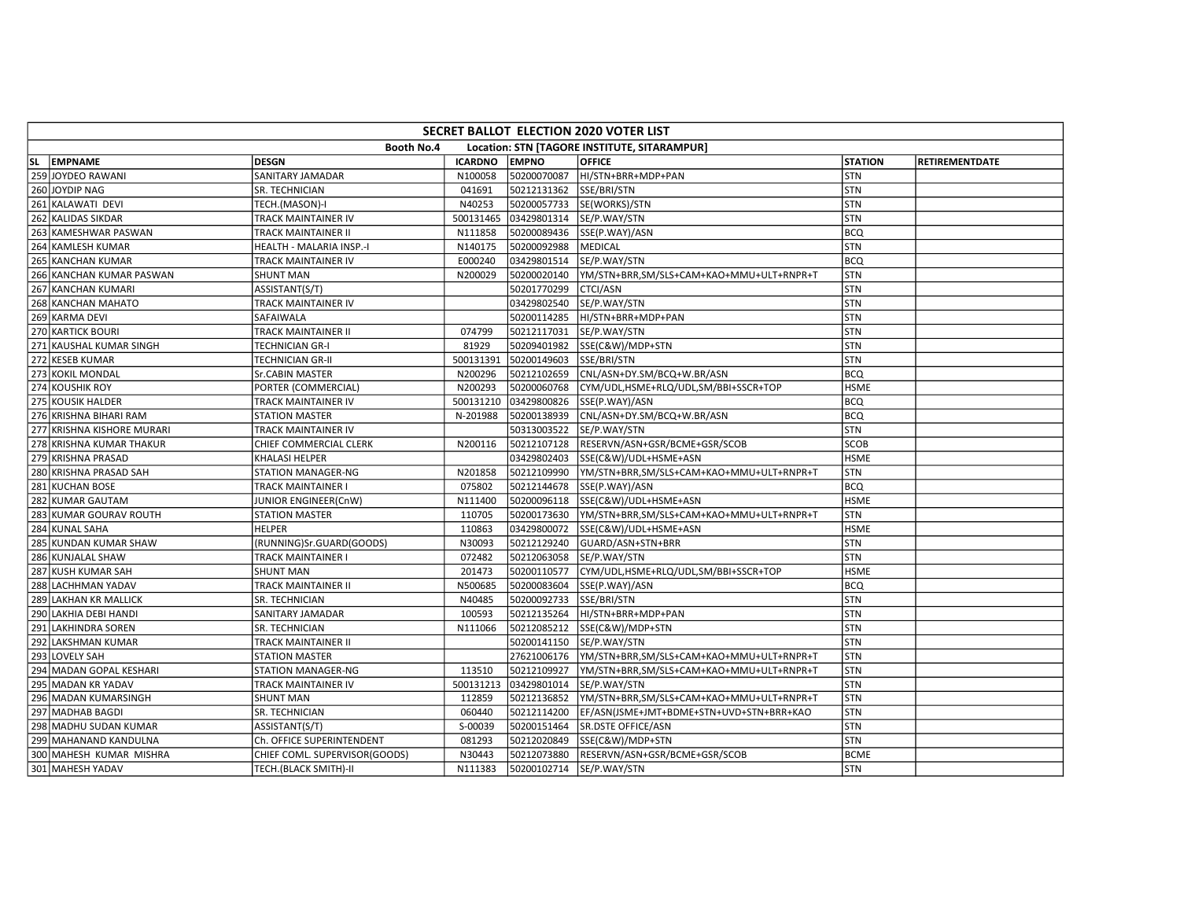| SECRET BALLOT ELECTION 2020 VOTER LIST | | | | | | | |
|---|---|---|---|---|---|---|---|
| Booth No.4 Location: STN [TAGORE INSTITUTE, SITARAMPUR] | | | | | | | |
| SL EMPNAME | DESGN | ICARDNO | EMPNO | OFFICE | STATION | RETIREMENTDATE |
| 259 JOYDEO RAWANI | SANITARY JAMADAR | N100058 | 50200070087 | HI/STN+BRR+MDP+PAN | STN | |
| 260 JOYDIP NAG | SR. TECHNICIAN | 041691 | 50212131362 | SSE/BRI/STN | STN | |
| 261 KALAWATI DEVI | TECH.(MASON)-I | N40253 | 50200057733 | SE(WORKS)/STN | STN | |
| 262 KALIDAS SIKDAR | TRACK MAINTAINER IV | 500131465 | 03429801314 | SE/P.WAY/STN | STN | |
| 263 KAMESHWAR PASWAN | TRACK MAINTAINER II | N111858 | 50200089436 | SSE(P.WAY)/ASN | BCQ | |
| 264 KAMLESH KUMAR | HEALTH - MALARIA INSP.-I | N140175 | 50200092988 | MEDICAL | STN | |
| 265 KANCHAN KUMAR | TRACK MAINTAINER IV | E000240 | 03429801514 | SE/P.WAY/STN | BCQ | |
| 266 KANCHAN KUMAR PASWAN | SHUNT MAN | N200029 | 50200020140 | YM/STN+BRR,SM/SLS+CAM+KAO+MMU+ULT+RNPR+T | STN | |
| 267 KANCHAN KUMARI | ASSISTANT(S/T) | | 50201770299 | CTCI/ASN | STN | |
| 268 KANCHAN MAHATO | TRACK MAINTAINER IV | | 03429802540 | SE/P.WAY/STN | STN | |
| 269 KARMA DEVI | SAFAIWALA | | 50200114285 | HI/STN+BRR+MDP+PAN | STN | |
| 270 KARTICK BOURI | TRACK MAINTAINER II | 074799 | 50212117031 | SE/P.WAY/STN | STN | |
| 271 KAUSHAL KUMAR SINGH | TECHNICIAN GR-I | 81929 | 50209401982 | SSE(C&W)/MDP+STN | STN | |
| 272 KESEB KUMAR | TECHNICIAN GR-II | 500131391 | 50200149603 | SSE/BRI/STN | STN | |
| 273 KOKIL MONDAL | Sr.CABIN MASTER | N200296 | 50212102659 | CNL/ASN+DY.SM/BCQ+W.BR/ASN | BCQ | |
| 274 KOUSHIK ROY | PORTER (COMMERCIAL) | N200293 | 50200060768 | CYM/UDL,HSME+RLQ/UDL,SM/BBI+SSCR+TOP | HSME | |
| 275 KOUSIK HALDER | TRACK MAINTAINER IV | 500131210 | 03429800826 | SSE(P.WAY)/ASN | BCQ | |
| 276 KRISHNA BIHARI RAM | STATION MASTER | N-201988 | 50200138939 | CNL/ASN+DY.SM/BCQ+W.BR/ASN | BCQ | |
| 277 KRISHNA KISHORE MURARI | TRACK MAINTAINER IV | | 50313003522 | SE/P.WAY/STN | STN | |
| 278 KRISHNA KUMAR THAKUR | CHIEF COMMERCIAL CLERK | N200116 | 50212107128 | RESERVN/ASN+GSR/BCME+GSR/SCOB | SCOB | |
| 279 KRISHNA PRASAD | KHALASI HELPER | | 03429802403 | SSE(C&W)/UDL+HSME+ASN | HSME | |
| 280 KRISHNA PRASAD SAH | STATION MANAGER-NG | N201858 | 50212109990 | YM/STN+BRR,SM/SLS+CAM+KAO+MMU+ULT+RNPR+T | STN | |
| 281 KUCHAN BOSE | TRACK MAINTAINER I | 075802 | 50212144678 | SSE(P.WAY)/ASN | BCQ | |
| 282 KUMAR GAUTAM | JUNIOR ENGINEER(CnW) | N111400 | 50200096118 | SSE(C&W)/UDL+HSME+ASN | HSME | |
| 283 KUMAR GOURAV ROUTH | STATION MASTER | 110705 | 50200173630 | YM/STN+BRR,SM/SLS+CAM+KAO+MMU+ULT+RNPR+T | STN | |
| 284 KUNAL SAHA | HELPER | 110863 | 03429800072 | SSE(C&W)/UDL+HSME+ASN | HSME | |
| 285 KUNDAN KUMAR SHAW | (RUNNING)Sr.GUARD(GOODS) | N30093 | 50212129240 | GUARD/ASN+STN+BRR | STN | |
| 286 KUNJALAL SHAW | TRACK MAINTAINER I | 072482 | 50212063058 | SE/P.WAY/STN | STN | |
| 287 KUSH KUMAR SAH | SHUNT MAN | 201473 | 50200110577 | CYM/UDL,HSME+RLQ/UDL,SM/BBI+SSCR+TOP | HSME | |
| 288 LACHHMAN YADAV | TRACK MAINTAINER II | N500685 | 50200083604 | SSE(P.WAY)/ASN | BCQ | |
| 289 LAKHAN KR MALLICK | SR. TECHNICIAN | N40485 | 50200092733 | SSE/BRI/STN | STN | |
| 290 LAKHIA DEBI HANDI | SANITARY JAMADAR | 100593 | 50212135264 | HI/STN+BRR+MDP+PAN | STN | |
| 291 LAKHINDRA SOREN | SR. TECHNICIAN | N111066 | 50212085212 | SSE(C&W)/MDP+STN | STN | |
| 292 LAKSHMAN KUMAR | TRACK MAINTAINER II | | 50200141150 | SE/P.WAY/STN | STN | |
| 293 LOVELY SAH | STATION MASTER | | 27621006176 | YM/STN+BRR,SM/SLS+CAM+KAO+MMU+ULT+RNPR+T | STN | |
| 294 MADAN GOPAL KESHARI | STATION MANAGER-NG | 113510 | 50212109927 | YM/STN+BRR,SM/SLS+CAM+KAO+MMU+ULT+RNPR+T | STN | |
| 295 MADAN KR YADAV | TRACK MAINTAINER IV | 500131213 | 03429801014 | SE/P.WAY/STN | STN | |
| 296 MADAN KUMARSINGH | SHUNT MAN | 112859 | 50212136852 | YM/STN+BRR,SM/SLS+CAM+KAO+MMU+ULT+RNPR+T | STN | |
| 297 MADHAB BAGDI | SR. TECHNICIAN | 060440 | 50212114200 | EF/ASN(JSME+JMT+BDME+STN+UVD+STN+BRR+KAO | STN | |
| 298 MADHU SUDAN KUMAR | ASSISTANT(S/T) | S-00039 | 50200151464 | SR.DSTE OFFICE/ASN | STN | |
| 299 MAHANAND KANDULNA | Ch. OFFICE SUPERINTENDENT | 081293 | 50212020849 | SSE(C&W)/MDP+STN | STN | |
| 300 MAHESH KUMAR MISHRA | CHIEF COML. SUPERVISOR(GOODS) | N30443 | 50212073880 | RESERVN/ASN+GSR/BCME+GSR/SCOB | BCME | |
| 301 MAHESH YADAV | TECH.(BLACK SMITH)-II | N111383 | 50200102714 | SE/P.WAY/STN | STN | |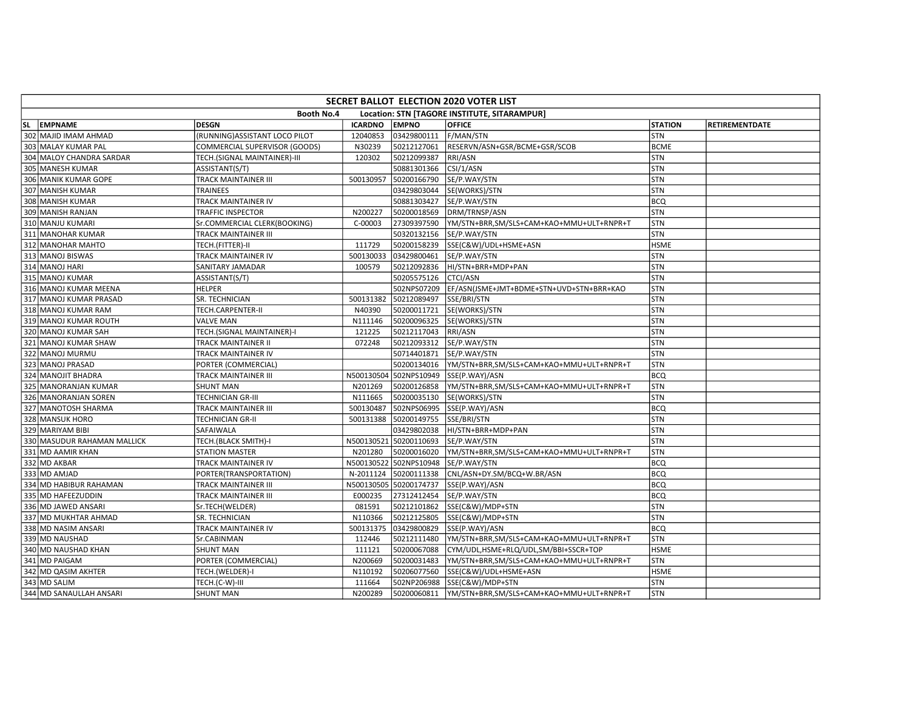| SECRET BALLOT ELECTION 2020 VOTER LIST | | | | | | | |
|---|---|---|---|---|---|---|---|
| Booth No.4 Location: STN [TAGORE INSTITUTE, SITARAMPUR] | | | | | | | |
| SL EMPNAME | DESGN | ICARDNO | EMPNO | OFFICE | STATION | RETIREMENTDATE | |
| 302 MAJID IMAM AHMAD | (RUNNING)ASSISTANT LOCO PILOT | 12040853 | 03429800111 | F/MAN/STN | STN | | |
| 303 MALAY KUMAR PAL | COMMERCIAL SUPERVISOR (GOODS) | N30239 | 50212127061 | RESERVN/ASN+GSR/BCME+GSR/SCOB | BCME | | |
| 304 MALOY CHANDRA SARDAR | TECH.(SIGNAL MAINTAINER)-III | 120302 | 50212099387 | RRI/ASN | STN | | |
| 305 MANESH KUMAR | ASSISTANT(S/T) | | 50881301366 | CSI/1/ASN | STN | | |
| 306 MANIK KUMAR GOPE | TRACK MAINTAINER III | 500130957 | 50200166790 | SE/P.WAY/STN | STN | | |
| 307 MANISH KUMAR | TRAINEES | | 03429803044 | SE(WORKS)/STN | STN | | |
| 308 MANISH KUMAR | TRACK MAINTAINER IV | | 50881303427 | SE/P.WAY/STN | BCQ | | |
| 309 MANISH RANJAN | TRAFFIC INSPECTOR | N200227 | 50200018569 | DRM/TRNSP/ASN | STN | | |
| 310 MANJU KUMARI | Sr.COMMERCIAL CLERK(BOOKING) | C-00003 | 27309397590 | YM/STN+BRR,SM/SLS+CAM+KAO+MMU+ULT+RNPR+T | STN | | |
| 311 MANOHAR KUMAR | TRACK MAINTAINER III | | 50320132156 | SE/P.WAY/STN | STN | | |
| 312 MANOHAR MAHTO | TECH.(FITTER)-II | 111729 | 50200158239 | SSE(C&W)/UDL+HSME+ASN | HSME | | |
| 313 MANOJ BISWAS | TRACK MAINTAINER IV | 500130033 | 03429800461 | SE/P.WAY/STN | STN | | |
| 314 MANOJ HARI | SANITARY JAMADAR | 100579 | 50212092836 | HI/STN+BRR+MDP+PAN | STN | | |
| 315 MANOJ KUMAR | ASSISTANT(S/T) | | 50205575126 | CTCI/ASN | STN | | |
| 316 MANOJ KUMAR MEENA | HELPER | | 502NPS07209 | EF/ASN(JSME+JMT+BDME+STN+UVD+STN+BRR+KAO | STN | | |
| 317 MANOJ KUMAR PRASAD | SR. TECHNICIAN | 500131382 | 50212089497 | SSE/BRI/STN | STN | | |
| 318 MANOJ KUMAR RAM | TECH.CARPENTER-II | N40390 | 50200011721 | SE(WORKS)/STN | STN | | |
| 319 MANOJ KUMAR ROUTH | VALVE MAN | N111146 | 50200096325 | SE(WORKS)/STN | STN | | |
| 320 MANOJ KUMAR SAH | TECH.(SIGNAL MAINTAINER)-I | 121225 | 50212117043 | RRI/ASN | STN | | |
| 321 MANOJ KUMAR SHAW | TRACK MAINTAINER II | 072248 | 50212093312 | SE/P.WAY/STN | STN | | |
| 322 MANOJ MURMU | TRACK MAINTAINER IV | | 50714401871 | SE/P.WAY/STN | STN | | |
| 323 MANOJ PRASAD | PORTER (COMMERCIAL) | | 50200134016 | YM/STN+BRR,SM/SLS+CAM+KAO+MMU+ULT+RNPR+T | STN | | |
| 324 MANOJIT BHADRA | TRACK MAINTAINER III | N500130504 | 502NPS10949 | SSE(P.WAY)/ASN | BCQ | | |
| 325 MANORANJAN KUMAR | SHUNT MAN | N201269 | 50200126858 | YM/STN+BRR,SM/SLS+CAM+KAO+MMU+ULT+RNPR+T | STN | | |
| 326 MANORANJAN SOREN | TECHNICIAN GR-III | N111665 | 50200035130 | SE(WORKS)/STN | STN | | |
| 327 MANOTOSH SHARMA | TRACK MAINTAINER III | 500130487 | 502NPS06995 | SSE(P.WAY)/ASN | BCQ | | |
| 328 MANSUK HORO | TECHNICIAN GR-II | 500131388 | 50200149755 | SSE/BRI/STN | STN | | |
| 329 MARIYAM BIBI | SAFAIWALA | | 03429802038 | HI/STN+BRR+MDP+PAN | STN | | |
| 330 MASUDUR RAHAMAN MALLICK | TECH.(BLACK SMITH)-I | N500130521 | 50200110693 | SE/P.WAY/STN | STN | | |
| 331 MD AAMIR KHAN | STATION MASTER | N201280 | 50200016020 | YM/STN+BRR,SM/SLS+CAM+KAO+MMU+ULT+RNPR+T | STN | | |
| 332 MD AKBAR | TRACK MAINTAINER IV | N500130522 | 502NPS10948 | SE/P.WAY/STN | BCQ | | |
| 333 MD AMJAD | PORTER(TRANSPORTATION) | N-2011124 | 50200111338 | CNL/ASN+DY.SM/BCQ+W.BR/ASN | BCQ | | |
| 334 MD HABIBUR RAHAMAN | TRACK MAINTAINER III | N500130505 | 50200174737 | SSE(P.WAY)/ASN | BCQ | | |
| 335 MD HAFEEZUDDIN | TRACK MAINTAINER III | E000235 | 27312412454 | SE/P.WAY/STN | BCQ | | |
| 336 MD JAWED ANSARI | Sr.TECH(WELDER) | 081591 | 50212101862 | SSE(C&W)/MDP+STN | STN | | |
| 337 MD MUKHTAR AHMAD | SR. TECHNICIAN | N110366 | 50212125805 | SSE(C&W)/MDP+STN | STN | | |
| 338 MD NASIM ANSARI | TRACK MAINTAINER IV | 500131375 | 03429800829 | SSE(P.WAY)/ASN | BCQ | | |
| 339 MD NAUSHAD | Sr.CABINMAN | 112446 | 50212111480 | YM/STN+BRR,SM/SLS+CAM+KAO+MMU+ULT+RNPR+T | STN | | |
| 340 MD NAUSHAD KHAN | SHUNT MAN | 111121 | 50200067088 | CYM/UDL,HSME+RLQ/UDL,SM/BBI+SSCR+TOP | HSME | | |
| 341 MD PAIGAM | PORTER (COMMERCIAL) | N200669 | 50200031483 | YM/STN+BRR,SM/SLS+CAM+KAO+MMU+ULT+RNPR+T | STN | | |
| 342 MD QASIM AKHTER | TECH.(WELDER)-I | N110192 | 50206077560 | SSE(C&W)/UDL+HSME+ASN | HSME | | |
| 343 MD SALIM | TECH.(C-W)-III | 111664 | 502NP206988 | SSE(C&W)/MDP+STN | STN | | |
| 344 MD SANAULLAH ANSARI | SHUNT MAN | N200289 | 50200060811 | YM/STN+BRR,SM/SLS+CAM+KAO+MMU+ULT+RNPR+T | STN | | |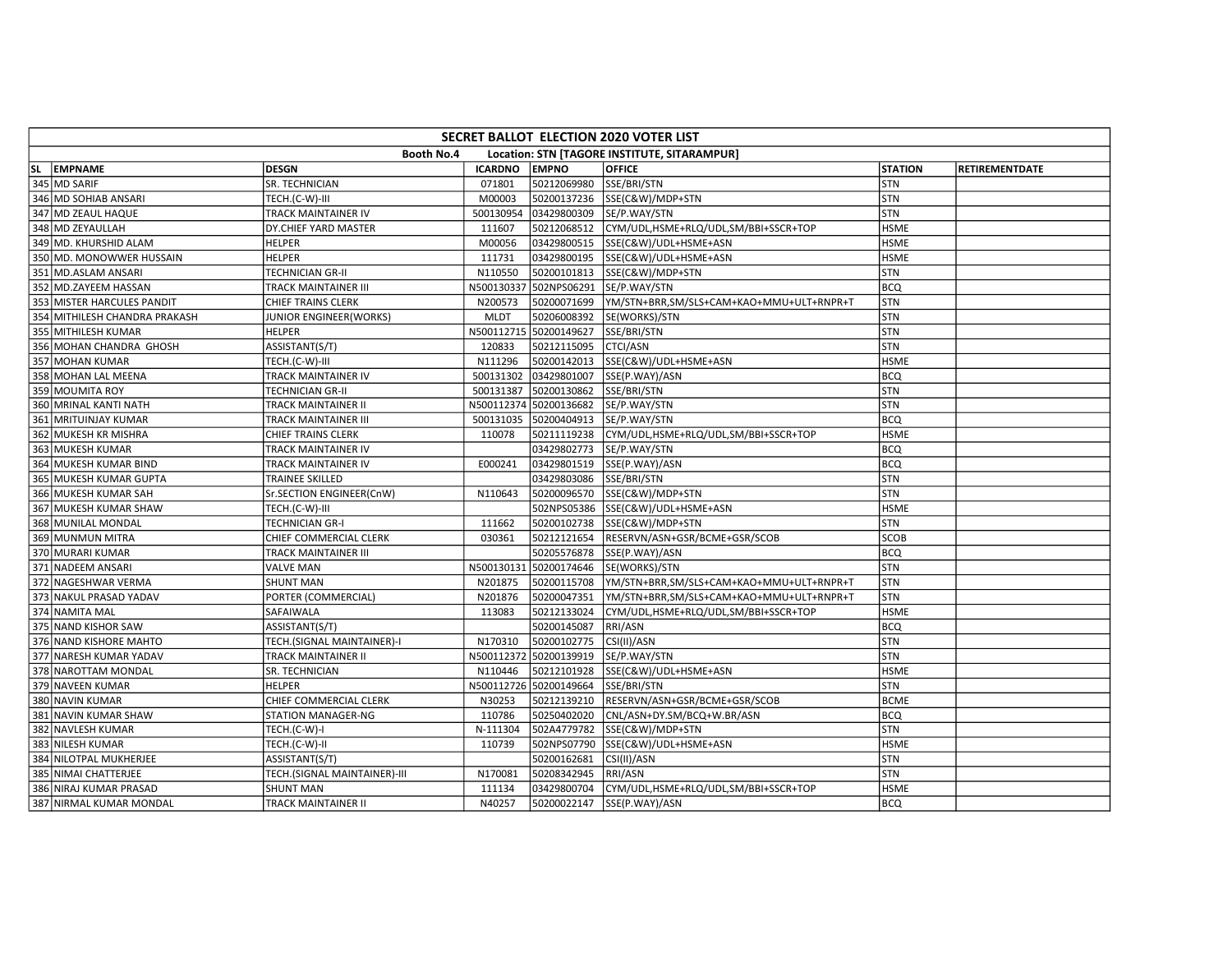| SECRET BALLOT ELECTION 2020 VOTER LIST | | | | | | | |
|---|---|---|---|---|---|---|---|
| Booth No.4 Location: STN [TAGORE INSTITUTE, SITARAMPUR] | | | | | | | |
| SL EMPNAME | DESGN | ICARDNO | EMPNO | OFFICE | STATION | RETIREMENTDATE | |
| 345 MD SARIF | SR. TECHNICIAN | 071801 | 50212069980 | SSE/BRI/STN | STN | | |
| 346 MD SOHIAB ANSARI | TECH.(C-W)-III | M00003 | 50200137236 | SSE(C&W)/MDP+STN | STN | | |
| 347 MD ZEAUL HAQUE | TRACK MAINTAINER IV | 500130954 | 03429800309 | SE/P.WAY/STN | STN | | |
| 348 MD ZEYAULLAH | DY.CHIEF YARD MASTER | 111607 | 50212068512 | CYM/UDL,HSME+RLQ/UDL,SM/BBI+SSCR+TOP | HSME | | |
| 349 MD. KHURSHID ALAM | HELPER | M00056 | 03429800515 | SSE(C&W)/UDL+HSME+ASN | HSME | | |
| 350 MD. MONOWWER HUSSAIN | HELPER | 111731 | 03429800195 | SSE(C&W)/UDL+HSME+ASN | HSME | | |
| 351 MD.ASLAM ANSARI | TECHNICIAN GR-II | N110550 | 50200101813 | SSE(C&W)/MDP+STN | STN | | |
| 352 MD.ZAYEEM HASSAN | TRACK MAINTAINER III | N500130337 | 502NPS06291 | SE/P.WAY/STN | BCQ | | |
| 353 MISTER HARCULES PANDIT | CHIEF TRAINS CLERK | N200573 | 50200071699 | YM/STN+BRR,SM/SLS+CAM+KAO+MMU+ULT+RNPR+T | STN | | |
| 354 MITHILESH CHANDRA PRAKASH | JUNIOR ENGINEER(WORKS) | MLDT | 50206008392 | SE(WORKS)/STN | STN | | |
| 355 MITHILESH KUMAR | HELPER | N500112715 | 50200149627 | SSE/BRI/STN | STN | | |
| 356 MOHAN CHANDRA GHOSH | ASSISTANT(S/T) | 120833 | 50212115095 | CTCI/ASN | STN | | |
| 357 MOHAN KUMAR | TECH.(C-W)-III | N111296 | 50200142013 | SSE(C&W)/UDL+HSME+ASN | HSME | | |
| 358 MOHAN LAL MEENA | TRACK MAINTAINER IV | 500131302 | 03429801007 | SSE(P.WAY)/ASN | BCQ | | |
| 359 MOUMITA ROY | TECHNICIAN GR-II | 500131387 | 50200130862 | SSE/BRI/STN | STN | | |
| 360 MRINAL KANTI NATH | TRACK MAINTAINER II | N500112374 | 50200136682 | SE/P.WAY/STN | STN | | |
| 361 MRITUINJAY KUMAR | TRACK MAINTAINER III | 500131035 | 50200404913 | SE/P.WAY/STN | BCQ | | |
| 362 MUKESH KR MISHRA | CHIEF TRAINS CLERK | 110078 | 50211119238 | CYM/UDL,HSME+RLQ/UDL,SM/BBI+SSCR+TOP | HSME | | |
| 363 MUKESH KUMAR | TRACK MAINTAINER IV | | 03429802773 | SE/P.WAY/STN | BCQ | | |
| 364 MUKESH KUMAR BIND | TRACK MAINTAINER IV | E000241 | 03429801519 | SSE(P.WAY)/ASN | BCQ | | |
| 365 MUKESH KUMAR GUPTA | TRAINEE SKILLED | | 03429803086 | SSE/BRI/STN | STN | | |
| 366 MUKESH KUMAR SAH | Sr.SECTION ENGINEER(CnW) | N110643 | 50200096570 | SSE(C&W)/MDP+STN | STN | | |
| 367 MUKESH KUMAR SHAW | TECH.(C-W)-III | | 502NPS05386 | SSE(C&W)/UDL+HSME+ASN | HSME | | |
| 368 MUNILAL MONDAL | TECHNICIAN GR-I | 111662 | 50200102738 | SSE(C&W)/MDP+STN | STN | | |
| 369 MUNMUN MITRA | CHIEF COMMERCIAL CLERK | 030361 | 50212121654 | RESERVN/ASN+GSR/BCME+GSR/SCOB | SCOB | | |
| 370 MURARI KUMAR | TRACK MAINTAINER III | | 50205576878 | SSE(P.WAY)/ASN | BCQ | | |
| 371 NADEEM ANSARI | VALVE MAN | N500130131 | 50200174646 | SE(WORKS)/STN | STN | | |
| 372 NAGESHWAR VERMA | SHUNT MAN | N201875 | 50200115708 | YM/STN+BRR,SM/SLS+CAM+KAO+MMU+ULT+RNPR+T | STN | | |
| 373 NAKUL PRASAD YADAV | PORTER (COMMERCIAL) | N201876 | 50200047351 | YM/STN+BRR,SM/SLS+CAM+KAO+MMU+ULT+RNPR+T | STN | | |
| 374 NAMITA MAL | SAFAIWALA | 113083 | 50212133024 | CYM/UDL,HSME+RLQ/UDL,SM/BBI+SSCR+TOP | HSME | | |
| 375 NAND KISHOR SAW | ASSISTANT(S/T) | | 50200145087 | RRI/ASN | BCQ | | |
| 376 NAND KISHORE MAHTO | TECH.(SIGNAL MAINTAINER)-I | N170310 | 50200102775 | CSI(II)/ASN | STN | | |
| 377 NARESH KUMAR YADAV | TRACK MAINTAINER II | N500112372 | 50200139919 | SE/P.WAY/STN | STN | | |
| 378 NAROTTAM MONDAL | SR. TECHNICIAN | N110446 | 50212101928 | SSE(C&W)/UDL+HSME+ASN | HSME | | |
| 379 NAVEEN KUMAR | HELPER | N500112726 | 50200149664 | SSE/BRI/STN | STN | | |
| 380 NAVIN KUMAR | CHIEF COMMERCIAL CLERK | N30253 | 50212139210 | RESERVN/ASN+GSR/BCME+GSR/SCOB | BCME | | |
| 381 NAVIN KUMAR SHAW | STATION MANAGER-NG | 110786 | 50250402020 | CNL/ASN+DY.SM/BCQ+W.BR/ASN | BCQ | | |
| 382 NAVLESH KUMAR | TECH.(C-W)-I | N-111304 | 502A4779782 | SSE(C&W)/MDP+STN | STN | | |
| 383 NILESH KUMAR | TECH.(C-W)-II | 110739 | 502NPS07790 | SSE(C&W)/UDL+HSME+ASN | HSME | | |
| 384 NILOTPAL MUKHERJEE | ASSISTANT(S/T) | | 50200162681 | CSI(II)/ASN | STN | | |
| 385 NIMAI CHATTERJEE | TECH.(SIGNAL MAINTAINER)-III | N170081 | 50208342945 | RRI/ASN | STN | | |
| 386 NIRAJ KUMAR PRASAD | SHUNT MAN | 111134 | 03429800704 | CYM/UDL,HSME+RLQ/UDL,SM/BBI+SSCR+TOP | HSME | | |
| 387 NIRMAL KUMAR MONDAL | TRACK MAINTAINER II | N40257 | 50200022147 | SSE(P.WAY)/ASN | BCQ | | |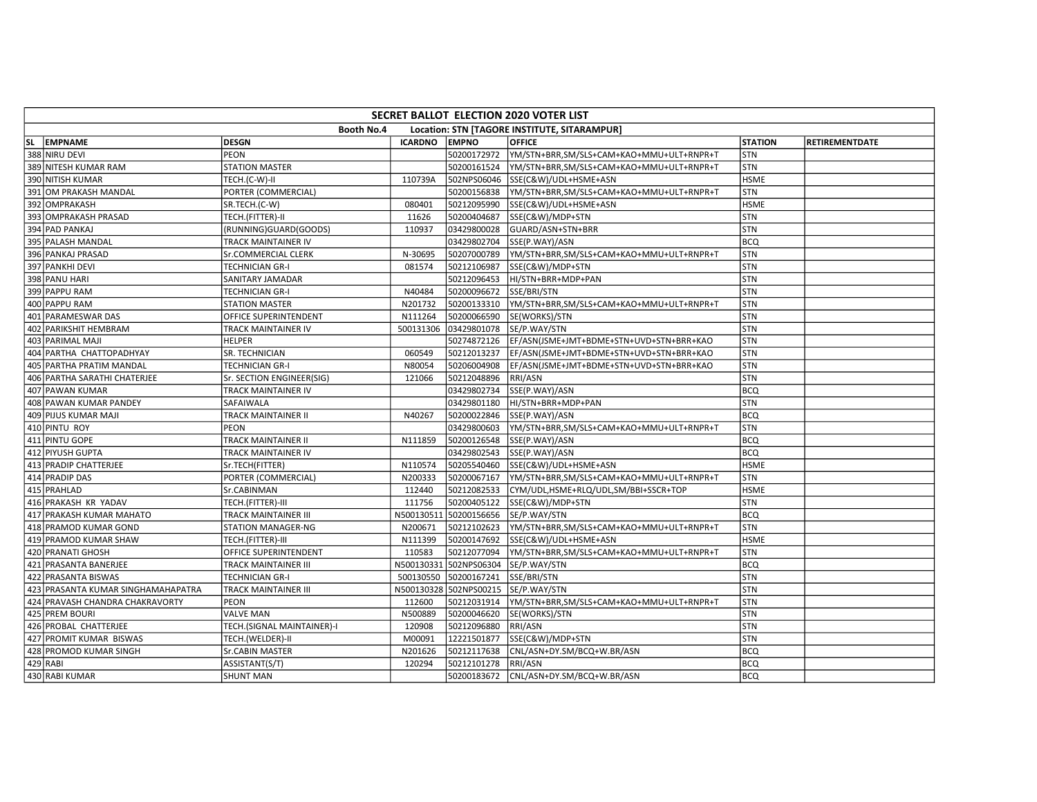| SECRET BALLOT ELECTION 2020 VOTER LIST | | | | | | | |
|---|---|---|---|---|---|---|---|
| Booth No.4 Location: STN [TAGORE INSTITUTE, SITARAMPUR] | | | | | | | |
| SL | EMPNAME | DESGN | ICARDNO | EMPNO | OFFICE | STATION | RETIREMENTDATE |
| 388 | NIRU DEVI | PEON | | 50200172972 | YM/STN+BRR,SM/SLS+CAM+KAO+MMU+ULT+RNPR+T | STN | |
| 389 | NITESH KUMAR RAM | STATION MASTER | | 50200161524 | YM/STN+BRR,SM/SLS+CAM+KAO+MMU+ULT+RNPR+T | STN | |
| 390 | NITISH KUMAR | TECH.(C-W)-II | 110739A | 502NPS06046 | SSE(C&W)/UDL+HSME+ASN | HSME | |
| 391 | OM PRAKASH MANDAL | PORTER (COMMERCIAL) | | 50200156838 | YM/STN+BRR,SM/SLS+CAM+KAO+MMU+ULT+RNPR+T | STN | |
| 392 | OMPRAKASH | SR.TECH.(C-W) | 080401 | 50212095990 | SSE(C&W)/UDL+HSME+ASN | HSME | |
| 393 | OMPRAKASH PRASAD | TECH.(FITTER)-II | 11626 | 50200404687 | SSE(C&W)/MDP+STN | STN | |
| 394 | PAD PANKAJ | (RUNNING)GUARD(GOODS) | 110937 | 03429800028 | GUARD/ASN+STN+BRR | STN | |
| 395 | PALASH MANDAL | TRACK MAINTAINER IV | | 03429802704 | SSE(P.WAY)/ASN | BCQ | |
| 396 | PANKAJ PRASAD | Sr.COMMERCIAL CLERK | N-30695 | 50207000789 | YM/STN+BRR,SM/SLS+CAM+KAO+MMU+ULT+RNPR+T | STN | |
| 397 | PANKHI DEVI | TECHNICIAN GR-I | 081574 | 50212106987 | SSE(C&W)/MDP+STN | STN | |
| 398 | PANU HARI | SANITARY JAMADAR | | 50212096453 | HI/STN+BRR+MDP+PAN | STN | |
| 399 | PAPPU RAM | TECHNICIAN GR-I | N40484 | 50200096672 | SSE/BRI/STN | STN | |
| 400 | PAPPU RAM | STATION MASTER | N201732 | 50200133310 | YM/STN+BRR,SM/SLS+CAM+KAO+MMU+ULT+RNPR+T | STN | |
| 401 | PARAMESWAR DAS | OFFICE SUPERINTENDENT | N111264 | 50200066590 | SE(WORKS)/STN | STN | |
| 402 | PARIKSHIT HEMBRAM | TRACK MAINTAINER IV | 500131306 | 03429801078 | SE/P.WAY/STN | STN | |
| 403 | PARIMAL MAJI | HELPER | | 50274872126 | EF/ASN(JSME+JMT+BDME+STN+UVD+STN+BRR+KAO | STN | |
| 404 | PARTHA CHATTOPADHYAY | SR. TECHNICIAN | 060549 | 50212013237 | EF/ASN(JSME+JMT+BDME+STN+UVD+STN+BRR+KAO | STN | |
| 405 | PARTHA PRATIM MANDAL | TECHNICIAN GR-I | N80054 | 50206004908 | EF/ASN(JSME+JMT+BDME+STN+UVD+STN+BRR+KAO | STN | |
| 406 | PARTHA SARATHI CHATERJEE | Sr. SECTION ENGINEER(SIG) | 121066 | 50212048896 | RRI/ASN | STN | |
| 407 | PAWAN KUMAR | TRACK MAINTAINER IV | | 03429802734 | SSE(P.WAY)/ASN | BCQ | |
| 408 | PAWAN KUMAR PANDEY | SAFAIWALA | | 03429801180 | HI/STN+BRR+MDP+PAN | STN | |
| 409 | PIJUS KUMAR MAJI | TRACK MAINTAINER II | N40267 | 50200022846 | SSE(P.WAY)/ASN | BCQ | |
| 410 | PINTU ROY | PEON | | 03429800603 | YM/STN+BRR,SM/SLS+CAM+KAO+MMU+ULT+RNPR+T | STN | |
| 411 | PINTU GOPE | TRACK MAINTAINER II | N111859 | 50200126548 | SSE(P.WAY)/ASN | BCQ | |
| 412 | PIYUSH GUPTA | TRACK MAINTAINER IV | | 03429802543 | SSE(P.WAY)/ASN | BCQ | |
| 413 | PRADIP CHATTERJEE | Sr.TECH(FITTER) | N110574 | 50205540460 | SSE(C&W)/UDL+HSME+ASN | HSME | |
| 414 | PRADIP DAS | PORTER (COMMERCIAL) | N200333 | 50200067167 | YM/STN+BRR,SM/SLS+CAM+KAO+MMU+ULT+RNPR+T | STN | |
| 415 | PRAHLAD | Sr.CABINMAN | 112440 | 50212082533 | CYM/UDL,HSME+RLQ/UDL,SM/BBI+SSCR+TOP | HSME | |
| 416 | PRAKASH KR YADAV | TECH.(FITTER)-III | 111756 | 50200405122 | SSE(C&W)/MDP+STN | STN | |
| 417 | PRAKASH KUMAR MAHATO | TRACK MAINTAINER III | N500130511 | 50200156656 | SE/P.WAY/STN | BCQ | |
| 418 | PRAMOD KUMAR GOND | STATION MANAGER-NG | N200671 | 50212102623 | YM/STN+BRR,SM/SLS+CAM+KAO+MMU+ULT+RNPR+T | STN | |
| 419 | PRAMOD KUMAR SHAW | TECH.(FITTER)-III | N111399 | 50200147692 | SSE(C&W)/UDL+HSME+ASN | HSME | |
| 420 | PRANATI GHOSH | OFFICE SUPERINTENDENT | 110583 | 50212077094 | YM/STN+BRR,SM/SLS+CAM+KAO+MMU+ULT+RNPR+T | STN | |
| 421 | PRASANTA BANERJEE | TRACK MAINTAINER III | N500130331 | 502NPS06304 | SE/P.WAY/STN | BCQ | |
| 422 | PRASANTA BISWAS | TECHNICIAN GR-I | 500130550 | 50200167241 | SSE/BRI/STN | STN | |
| 423 | PRASANTA KUMAR SINGHAMAHAPATRA | TRACK MAINTAINER III | N500130328 | 502NPS00215 | SE/P.WAY/STN | STN | |
| 424 | PRAVASH CHANDRA CHAKRAVORTY | PEON | 112600 | 50212031914 | YM/STN+BRR,SM/SLS+CAM+KAO+MMU+ULT+RNPR+T | STN | |
| 425 | PREM BOURI | VALVE MAN | N500889 | 50200046620 | SE(WORKS)/STN | STN | |
| 426 | PROBAL CHATTERJEE | TECH.(SIGNAL MAINTAINER)-I | 120908 | 50212096880 | RRI/ASN | STN | |
| 427 | PROMIT KUMAR BISWAS | TECH.(WELDER)-II | M00091 | 12221501877 | SSE(C&W)/MDP+STN | STN | |
| 428 | PROMOD KUMAR SINGH | Sr.CABIN MASTER | N201626 | 50212117638 | CNL/ASN+DY.SM/BCQ+W.BR/ASN | BCQ | |
| 429 | RABI | ASSISTANT(S/T) | 120294 | 50212101278 | RRI/ASN | BCQ | |
| 430 | RABI KUMAR | SHUNT MAN | | 50200183672 | CNL/ASN+DY.SM/BCQ+W.BR/ASN | BCQ | |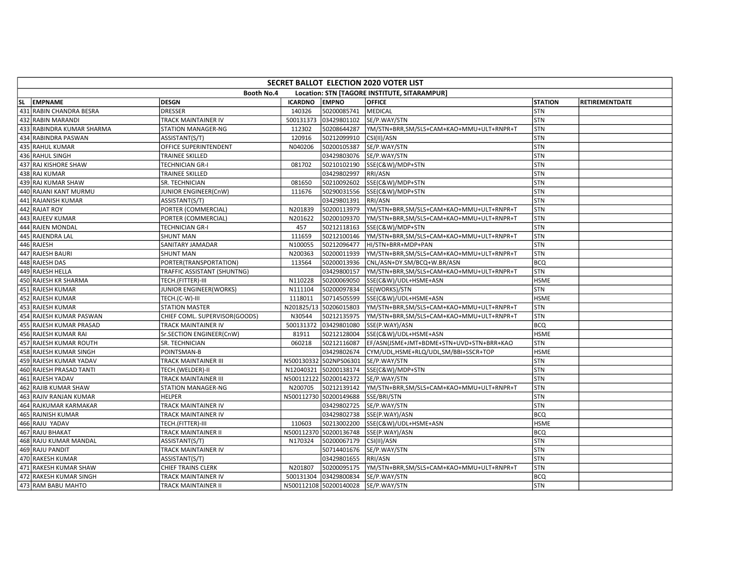| SECRET BALLOT ELECTION 2020 VOTER LIST | | | | | | | |
|---|---|---|---|---|---|---|---|
| Booth No.4 Location: STN [TAGORE INSTITUTE, SITARAMPUR] | | | | | | | |
| SL | EMPNAME | DESGN | ICARDNO | EMPNO | OFFICE | STATION | RETIREMENTDATE |
| 431 | RABIN CHANDRA BESRA | DRESSER | 140326 | 50200085741 | MEDICAL | STN | |
| 432 | RABIN MARANDI | TRACK MAINTAINER IV | 500131373 | 03429801102 | SE/P.WAY/STN | STN | |
| 433 | RABINDRA KUMAR SHARMA | STATION MANAGER-NG | 112302 | 50208644287 | YM/STN+BRR,SM/SLS+CAM+KAO+MMU+ULT+RNPR+T | STN | |
| 434 | RABINDRA PASWAN | ASSISTANT(S/T) | 120916 | 50212099910 | CSI(II)/ASN | STN | |
| 435 | RAHUL KUMAR | OFFICE SUPERINTENDENT | N040206 | 50200105387 | SE/P.WAY/STN | STN | |
| 436 | RAHUL SINGH | TRAINEE SKILLED | | 03429803076 | SE/P.WAY/STN | STN | |
| 437 | RAJ KISHORE SHAW | TECHNICIAN GR-I | 081702 | 50210102190 | SSE(C&W)/MDP+STN | STN | |
| 438 | RAJ KUMAR | TRAINEE SKILLED | | 03429802997 | RRI/ASN | STN | |
| 439 | RAJ KUMAR SHAW | SR. TECHNICIAN | 081650 | 50210092602 | SSE(C&W)/MDP+STN | STN | |
| 440 | RAJANI KANT MURMU | JUNIOR ENGINEER(CnW) | 111676 | 50290031556 | SSE(C&W)/MDP+STN | STN | |
| 441 | RAJANISH KUMAR | ASSISTANT(S/T) | | 03429801391 | RRI/ASN | STN | |
| 442 | RAJAT ROY | PORTER (COMMERCIAL) | N201839 | 50200113979 | YM/STN+BRR,SM/SLS+CAM+KAO+MMU+ULT+RNPR+T | STN | |
| 443 | RAJEEV KUMAR | PORTER (COMMERCIAL) | N201622 | 50200109370 | YM/STN+BRR,SM/SLS+CAM+KAO+MMU+ULT+RNPR+T | STN | |
| 444 | RAJEN MONDAL | TECHNICIAN GR-I | 457 | 50212118163 | SSE(C&W)/MDP+STN | STN | |
| 445 | RAJENDRA LAL | SHUNT MAN | 111659 | 50212100146 | YM/STN+BRR,SM/SLS+CAM+KAO+MMU+ULT+RNPR+T | STN | |
| 446 | RAJESH | SANITARY JAMADAR | N100055 | 50212096477 | HI/STN+BRR+MDP+PAN | STN | |
| 447 | RAJESH BAURI | SHUNT MAN | N200363 | 50200011939 | YM/STN+BRR,SM/SLS+CAM+KAO+MMU+ULT+RNPR+T | STN | |
| 448 | RAJESH DAS | PORTER(TRANSPORTATION) | 113564 | 50200013936 | CNL/ASN+DY.SM/BCQ+W.BR/ASN | BCQ | |
| 449 | RAJESH HELLA | TRAFFIC ASSISTANT (SHUNTNG) | | 03429800157 | YM/STN+BRR,SM/SLS+CAM+KAO+MMU+ULT+RNPR+T | STN | |
| 450 | RAJESH KR SHARMA | TECH.(FITTER)-III | N110228 | 50200069050 | SSE(C&W)/UDL+HSME+ASN | HSME | |
| 451 | RAJESH KUMAR | JUNIOR ENGINEER(WORKS) | N111104 | 50200097834 | SE(WORKS)/STN | STN | |
| 452 | RAJESH KUMAR | TECH.(C-W)-III | 1118011 | 50714505599 | SSE(C&W)/UDL+HSME+ASN | HSME | |
| 453 | RAJESH KUMAR | STATION MASTER | N201825/13 | 50206015803 | YM/STN+BRR,SM/SLS+CAM+KAO+MMU+ULT+RNPR+T | STN | |
| 454 | RAJESH KUMAR PASWAN | CHIEF COML. SUPERVISOR(GOODS) | N30544 | 50212135975 | YM/STN+BRR,SM/SLS+CAM+KAO+MMU+ULT+RNPR+T | STN | |
| 455 | RAJESH KUMAR PRASAD | TRACK MAINTAINER IV | 500131372 | 03429801080 | SSE(P.WAY)/ASN | BCQ | |
| 456 | RAJESH KUMAR RAI | Sr.SECTION ENGINEER(CnW) | 81911 | 50212128004 | SSE(C&W)/UDL+HSME+ASN | HSME | |
| 457 | RAJESH KUMAR ROUTH | SR. TECHNICIAN | 060218 | 50212116087 | EF/ASN(JSME+JMT+BDME+STN+UVD+STN+BRR+KAO | STN | |
| 458 | RAJESH KUMAR SINGH | POINTSMAN-B | | 03429802674 | CYM/UDL,HSME+RLQ/UDL,SM/BBI+SSCR+TOP | HSME | |
| 459 | RAJESH KUMAR YADAV | TRACK MAINTAINER III | N500130332 | 502NPS06301 | SE/P.WAY/STN | STN | |
| 460 | RAJESH PRASAD TANTI | TECH.(WELDER)-II | N12040321 | 50200138174 | SSE(C&W)/MDP+STN | STN | |
| 461 | RAJESH YADAV | TRACK MAINTAINER III | N500112122 | 50200142372 | SE/P.WAY/STN | STN | |
| 462 | RAJIB KUMAR SHAW | STATION MANAGER-NG | N200705 | 50212139142 | YM/STN+BRR,SM/SLS+CAM+KAO+MMU+ULT+RNPR+T | STN | |
| 463 | RAJIV RANJAN KUMAR | HELPER | N500112730 | 50200149688 | SSE/BRI/STN | STN | |
| 464 | RAJKUMAR KARMAKAR | TRACK MAINTAINER IV | | 03429802725 | SE/P.WAY/STN | STN | |
| 465 | RAJNISH KUMAR | TRACK MAINTAINER IV | | 03429802738 | SSE(P.WAY)/ASN | BCQ | |
| 466 | RAJU YADAV | TECH.(FITTER)-III | 110603 | 50213002200 | SSE(C&W)/UDL+HSME+ASN | HSME | |
| 467 | RAJU BHAKAT | TRACK MAINTAINER II | N500112370 | 50200136748 | SSE(P.WAY)/ASN | BCQ | |
| 468 | RAJU KUMAR MANDAL | ASSISTANT(S/T) | N170324 | 50200067179 | CSI(II)/ASN | STN | |
| 469 | RAJU PANDIT | TRACK MAINTAINER IV | | 50714401676 | SE/P.WAY/STN | STN | |
| 470 | RAKESH KUMAR | ASSISTANT(S/T) | | 03429801655 | RRI/ASN | STN | |
| 471 | RAKESH KUMAR SHAW | CHIEF TRAINS CLERK | N201807 | 50200095175 | YM/STN+BRR,SM/SLS+CAM+KAO+MMU+ULT+RNPR+T | STN | |
| 472 | RAKESH KUMAR SINGH | TRACK MAINTAINER IV | 500131304 | 03429800834 | SE/P.WAY/STN | BCQ | |
| 473 | RAM BABU MAHTO | TRACK MAINTAINER II | N500112108 | 50200140028 | SE/P.WAY/STN | STN | |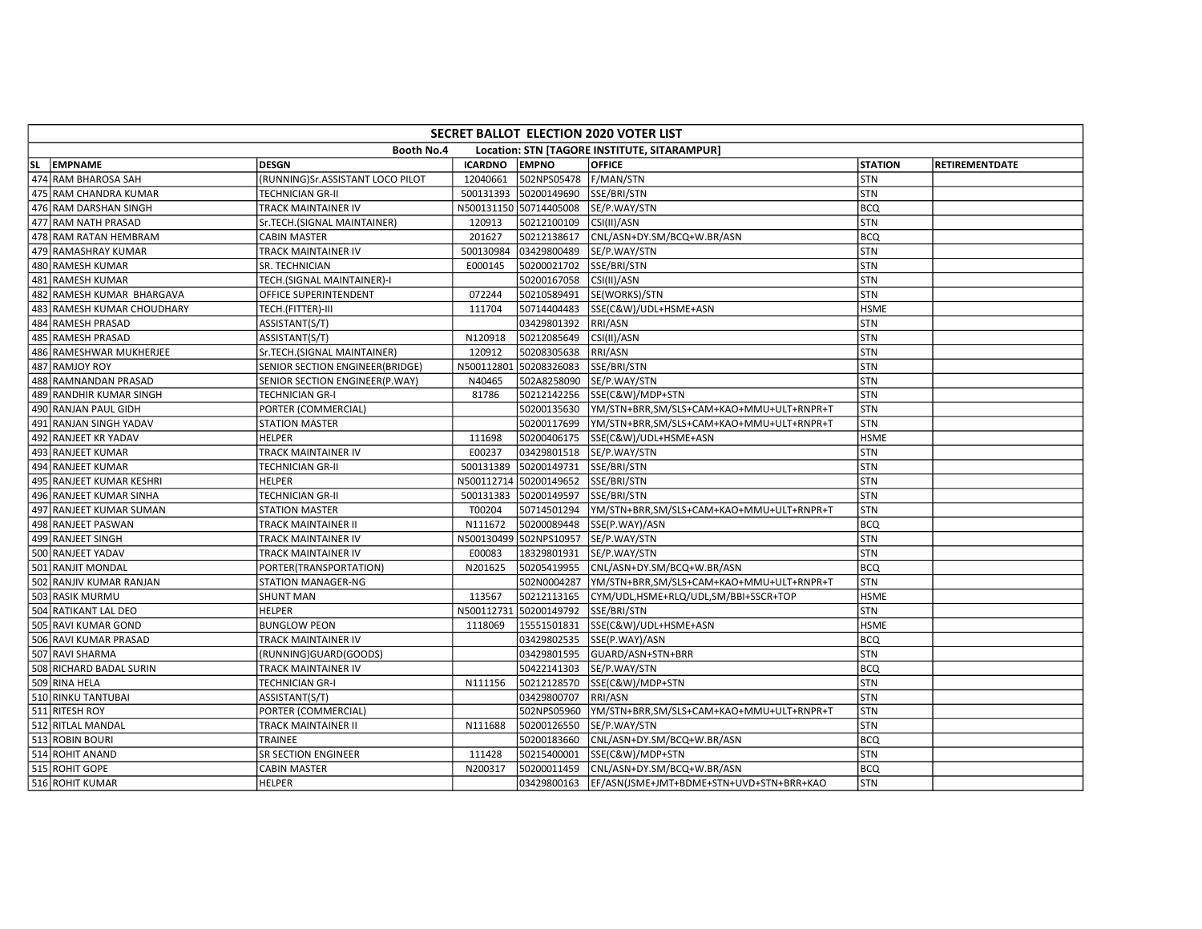| SECRET BALLOT ELECTION 2020 VOTER LIST | | | | | | | |
|---|---|---|---|---|---|---|---|
| Booth No.4 Location: STN [TAGORE INSTITUTE, SITARAMPUR] | | | | | | | |
| SL EMPNAME | DESGN | ICARDNO | EMPNO | OFFICE | STATION | RETIREMENTDATE |
| 474 RAM BHAROSA SAH | (RUNNING)Sr.ASSISTANT LOCO PILOT | 12040661 | 502NPS05478 | F/MAN/STN | STN | |
| 475 RAM CHANDRA KUMAR | TECHNICIAN GR-II | 500131393 | 50200149690 | SSE/BRI/STN | STN | |
| 476 RAM DARSHAN SINGH | TRACK MAINTAINER IV | N500131150 | 50714405008 | SE/P.WAY/STN | BCQ | |
| 477 RAM NATH PRASAD | Sr.TECH.(SIGNAL MAINTAINER) | 120913 | 50212100109 | CSI(II)/ASN | STN | |
| 478 RAM RATAN HEMBRAM | CABIN MASTER | 201627 | 50212138617 | CNL/ASN+DY.SM/BCQ+W.BR/ASN | BCQ | |
| 479 RAMASHRAY KUMAR | TRACK MAINTAINER IV | 500130984 | 03429800489 | SE/P.WAY/STN | STN | |
| 480 RAMESH KUMAR | SR. TECHNICIAN | E000145 | 50200021702 | SSE/BRI/STN | STN | |
| 481 RAMESH KUMAR | TECH.(SIGNAL MAINTAINER)-I | | 50200167058 | CSI(II)/ASN | STN | |
| 482 RAMESH KUMAR BHARGAVA | OFFICE SUPERINTENDENT | 072244 | 50210589491 | SE(WORKS)/STN | STN | |
| 483 RAMESH KUMAR CHOUDHARY | TECH.(FITTER)-III | 111704 | 50714404483 | SSE(C&W)/UDL+HSME+ASN | HSME | |
| 484 RAMESH PRASAD | ASSISTANT(S/T) | | 03429801392 | RRI/ASN | STN | |
| 485 RAMESH PRASAD | ASSISTANT(S/T) | N120918 | 50212085649 | CSI(II)/ASN | STN | |
| 486 RAMESHWAR MUKHERJEE | Sr.TECH.(SIGNAL MAINTAINER) | 120912 | 50208305638 | RRI/ASN | STN | |
| 487 RAMJOY ROY | SENIOR SECTION ENGINEER(BRIDGE) | N500112801 | 50208326083 | SSE/BRI/STN | STN | |
| 488 RAMNANDAN PRASAD | SENIOR SECTION ENGINEER(P.WAY) | N40465 | 502A8258090 | SE/P.WAY/STN | STN | |
| 489 RANDHIR KUMAR SINGH | TECHNICIAN GR-I | 81786 | 50212142256 | SSE(C&W)/MDP+STN | STN | |
| 490 RANJAN PAUL GIDH | PORTER (COMMERCIAL) | | 50200135630 | YM/STN+BRR,SM/SLS+CAM+KAO+MMU+ULT+RNPR+T | STN | |
| 491 RANJAN SINGH YADAV | STATION MASTER | | 50200117699 | YM/STN+BRR,SM/SLS+CAM+KAO+MMU+ULT+RNPR+T | STN | |
| 492 RANJEET KR YADAV | HELPER | 111698 | 50200406175 | SSE(C&W)/UDL+HSME+ASN | HSME | |
| 493 RANJEET KUMAR | TRACK MAINTAINER IV | E00237 | 03429801518 | SE/P.WAY/STN | STN | |
| 494 RANJEET KUMAR | TECHNICIAN GR-II | 500131389 | 50200149731 | SSE/BRI/STN | STN | |
| 495 RANJEET KUMAR KESHRI | HELPER | N500112714 | 50200149652 | SSE/BRI/STN | STN | |
| 496 RANJEET KUMAR SINHA | TECHNICIAN GR-II | 500131383 | 50200149597 | SSE/BRI/STN | STN | |
| 497 RANJEET KUMAR SUMAN | STATION MASTER | T00204 | 50714501294 | YM/STN+BRR,SM/SLS+CAM+KAO+MMU+ULT+RNPR+T | STN | |
| 498 RANJEET PASWAN | TRACK MAINTAINER II | N111672 | 50200089448 | SSE(P.WAY)/ASN | BCQ | |
| 499 RANJEET SINGH | TRACK MAINTAINER IV | N500130499 | 502NPS10957 | SE/P.WAY/STN | STN | |
| 500 RANJEET YADAV | TRACK MAINTAINER IV | E00083 | 18329801931 | SE/P.WAY/STN | STN | |
| 501 RANJIT MONDAL | PORTER(TRANSPORTATION) | N201625 | 50205419955 | CNL/ASN+DY.SM/BCQ+W.BR/ASN | BCQ | |
| 502 RANJIV KUMAR RANJAN | STATION MANAGER-NG | | 502N0004287 | YM/STN+BRR,SM/SLS+CAM+KAO+MMU+ULT+RNPR+T | STN | |
| 503 RASIK MURMU | SHUNT MAN | 113567 | 50212113165 | CYM/UDL,HSME+RLQ/UDL,SM/BBI+SSCR+TOP | HSME | |
| 504 RATIKANT LAL DEO | HELPER | N500112731 | 50200149792 | SSE/BRI/STN | STN | |
| 505 RAVI KUMAR GOND | BUNGLOW PEON | 1118069 | 15551501831 | SSE(C&W)/UDL+HSME+ASN | HSME | |
| 506 RAVI KUMAR PRASAD | TRACK MAINTAINER IV | | 03429802535 | SSE(P.WAY)/ASN | BCQ | |
| 507 RAVI SHARMA | (RUNNING)GUARD(GOODS) | | 03429801595 | GUARD/ASN+STN+BRR | STN | |
| 508 RICHARD BADAL SURIN | TRACK MAINTAINER IV | | 50422141303 | SE/P.WAY/STN | BCQ | |
| 509 RINA HELA | TECHNICIAN GR-I | N111156 | 50212128570 | SSE(C&W)/MDP+STN | STN | |
| 510 RINKU TANTUBAI | ASSISTANT(S/T) | | 03429800707 | RRI/ASN | STN | |
| 511 RITESH ROY | PORTER (COMMERCIAL) | | 502NPS05960 | YM/STN+BRR,SM/SLS+CAM+KAO+MMU+ULT+RNPR+T | STN | |
| 512 RITLAL MANDAL | TRACK MAINTAINER II | N111688 | 50200126550 | SE/P.WAY/STN | STN | |
| 513 ROBIN BOURI | TRAINEE | | 50200183660 | CNL/ASN+DY.SM/BCQ+W.BR/ASN | BCQ | |
| 514 ROHIT ANAND | SR SECTION ENGINEER | 111428 | 50215400001 | SSE(C&W)/MDP+STN | STN | |
| 515 ROHIT GOPE | CABIN MASTER | N200317 | 50200011459 | CNL/ASN+DY.SM/BCQ+W.BR/ASN | BCQ | |
| 516 ROHIT KUMAR | HELPER | | 03429800163 | EF/ASN(JSME+JMT+BDME+STN+UVD+STN+BRR+KAO | STN | |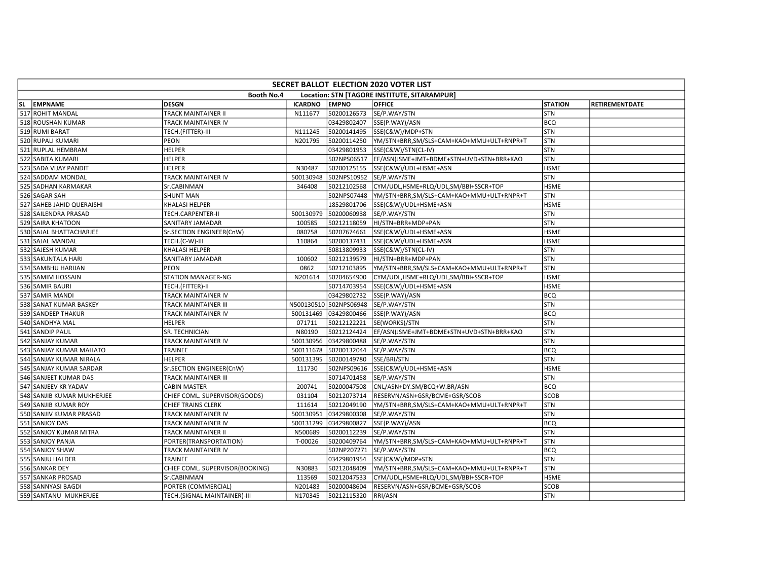| SECRET BALLOT ELECTION 2020 VOTER LIST | | | | | | | |
|---|---|---|---|---|---|---|---|
| Booth No.4 Location: STN [TAGORE INSTITUTE, SITARAMPUR] | | | | | | | |
| SL EMPNAME | DESGN | ICARDNO | EMPNO | OFFICE | STATION | RETIREMENTDATE |
| 517 ROHIT MANDAL | TRACK MAINTAINER II | N111677 | 50200126573 | SE/P.WAY/STN | STN | |
| 518 ROUSHAN KUMAR | TRACK MAINTAINER IV | | 03429802407 | SSE(P.WAY)/ASN | BCQ | |
| 519 RUMI BARAT | TECH.(FITTER)-III | N111245 | 50200141495 | SSE(C&W)/MDP+STN | STN | |
| 520 RUPALI KUMARI | PEON | N201795 | 50200114250 | YM/STN+BRR,SM/SLS+CAM+KAO+MMU+ULT+RNPR+T | STN | |
| 521 RUPLAL HEMBRAM | HELPER | | 03429801953 | SSE(C&W)/STN(CL-IV) | STN | |
| 522 SABITA KUMARI | HELPER | | 502NPS06517 | EF/ASN(JSME+JMT+BDME+STN+UVD+STN+BRR+KAO | STN | |
| 523 SADA VIJAY PANDIT | HELPER | N30487 | 50200125155 | SSE(C&W)/UDL+HSME+ASN | HSME | |
| 524 SADDAM MONDAL | TRACK MAINTAINER IV | 500130948 | 502NPS10952 | SE/P.WAY/STN | STN | |
| 525 SADHAN KARMAKAR | Sr.CABINMAN | 346408 | 50212102568 | CYM/UDL,HSME+RLQ/UDL,SM/BBI+SSCR+TOP | HSME | |
| 526 SAGAR SAH | SHUNT MAN | | 502NPS07448 | YM/STN+BRR,SM/SLS+CAM+KAO+MMU+ULT+RNPR+T | STN | |
| 527 SAHEB JAHID QUERAISHI | KHALASI HELPER | | 18529801706 | SSE(C&W)/UDL+HSME+ASN | HSME | |
| 528 SAILENDRA PRASAD | TECH.CARPENTER-II | 500130979 | 50200060938 | SE/P.WAY/STN | STN | |
| 529 SAIRA KHATOON | SANITARY JAMADAR | 100585 | 50212118059 | HI/STN+BRR+MDP+PAN | STN | |
| 530 SAJAL BHATTACHARJEE | Sr.SECTION ENGINEER(CnW) | 080758 | 50207674661 | SSE(C&W)/UDL+HSME+ASN | HSME | |
| 531 SAJAL MANDAL | TECH.(C-W)-III | 110864 | 50200137431 | SSE(C&W)/UDL+HSME+ASN | HSME | |
| 532 SAJESH KUMAR | KHALASI HELPER | | 50813809933 | SSE(C&W)/STN(CL-IV) | STN | |
| 533 SAKUNTALA HARI | SANITARY JAMADAR | 100602 | 50212139579 | HI/STN+BRR+MDP+PAN | STN | |
| 534 SAMBHU HARIJAN | PEON | 0862 | 50212103895 | YM/STN+BRR,SM/SLS+CAM+KAO+MMU+ULT+RNPR+T | STN | |
| 535 SAMIM HOSSAIN | STATION MANAGER-NG | N201614 | 50204654900 | CYM/UDL,HSME+RLQ/UDL,SM/BBI+SSCR+TOP | HSME | |
| 536 SAMIR BAURI | TECH.(FITTER)-II | | 50714703954 | SSE(C&W)/UDL+HSME+ASN | HSME | |
| 537 SAMIR MANDI | TRACK MAINTAINER IV | | 03429802732 | SSE(P.WAY)/ASN | BCQ | |
| 538 SANAT KUMAR BASKEY | TRACK MAINTAINER III | N500130510 | 502NPS06948 | SE/P.WAY/STN | STN | |
| 539 SANDEEP THAKUR | TRACK MAINTAINER IV | 500131469 | 03429800466 | SSE(P.WAY)/ASN | BCQ | |
| 540 SANDHYA MAL | HELPER | 071711 | 50212122221 | SE(WORKS)/STN | STN | |
| 541 SANDIP PAUL | SR. TECHNICIAN | N80190 | 50212124424 | EF/ASN(JSME+JMT+BDME+STN+UVD+STN+BRR+KAO | STN | |
| 542 SANJAY KUMAR | TRACK MAINTAINER IV | 500130956 | 03429800488 | SE/P.WAY/STN | STN | |
| 543 SANJAY KUMAR MAHATO | TRAINEE | 500111678 | 50200132044 | SE/P.WAY/STN | BCQ | |
| 544 SANJAY KUMAR NIRALA | HELPER | 500131395 | 50200149780 | SSE/BRI/STN | STN | |
| 545 SANJAY KUMAR SARDAR | Sr.SECTION ENGINEER(CnW) | 111730 | 502NPS09616 | SSE(C&W)/UDL+HSME+ASN | HSME | |
| 546 SANJEET KUMAR DAS | TRACK MAINTAINER III | | 50714701458 | SE/P.WAY/STN | STN | |
| 547 SANJEEV KR YADAV | CABIN MASTER | 200741 | 50200047508 | CNL/ASN+DY.SM/BCQ+W.BR/ASN | BCQ | |
| 548 SANJIB KUMAR MUKHERJEE | CHIEF COML. SUPERVISOR(GOODS) | 031104 | 50212073714 | RESERVN/ASN+GSR/BCME+GSR/SCOB | SCOB | |
| 549 SANJIB KUMAR ROY | CHIEF TRAINS CLERK | 111614 | 50212049190 | YM/STN+BRR,SM/SLS+CAM+KAO+MMU+ULT+RNPR+T | STN | |
| 550 SANJIV KUMAR PRASAD | TRACK MAINTAINER IV | 500130951 | 03429800308 | SE/P.WAY/STN | STN | |
| 551 SANJOY DAS | TRACK MAINTAINER IV | 500131299 | 03429800827 | SSE(P.WAY)/ASN | BCQ | |
| 552 SANJOY KUMAR MITRA | TRACK MAINTAINER II | N500689 | 50200112239 | SE/P.WAY/STN | STN | |
| 553 SANJOY PANJA | PORTER(TRANSPORTATION) | T-00026 | 50200409764 | YM/STN+BRR,SM/SLS+CAM+KAO+MMU+ULT+RNPR+T | STN | |
| 554 SANJOY SHAW | TRACK MAINTAINER IV | | 502NP207271 | SE/P.WAY/STN | BCQ | |
| 555 SANJU HALDER | TRAINEE | | 03429801954 | SSE(C&W)/MDP+STN | STN | |
| 556 SANKAR DEY | CHIEF COML. SUPERVISOR(BOOKING) | N30883 | 50212048409 | YM/STN+BRR,SM/SLS+CAM+KAO+MMU+ULT+RNPR+T | STN | |
| 557 SANKAR PROSAD | Sr.CABINMAN | 113569 | 50212047533 | CYM/UDL,HSME+RLQ/UDL,SM/BBI+SSCR+TOP | HSME | |
| 558 SANNYASI BAGDI | PORTER (COMMERCIAL) | N201483 | 50200048604 | RESERVN/ASN+GSR/BCME+GSR/SCOB | SCOB | |
| 559 SANTANU MUKHERJEE | TECH.(SIGNAL MAINTAINER)-III | N170345 | 50212115320 | RRI/ASN | STN | |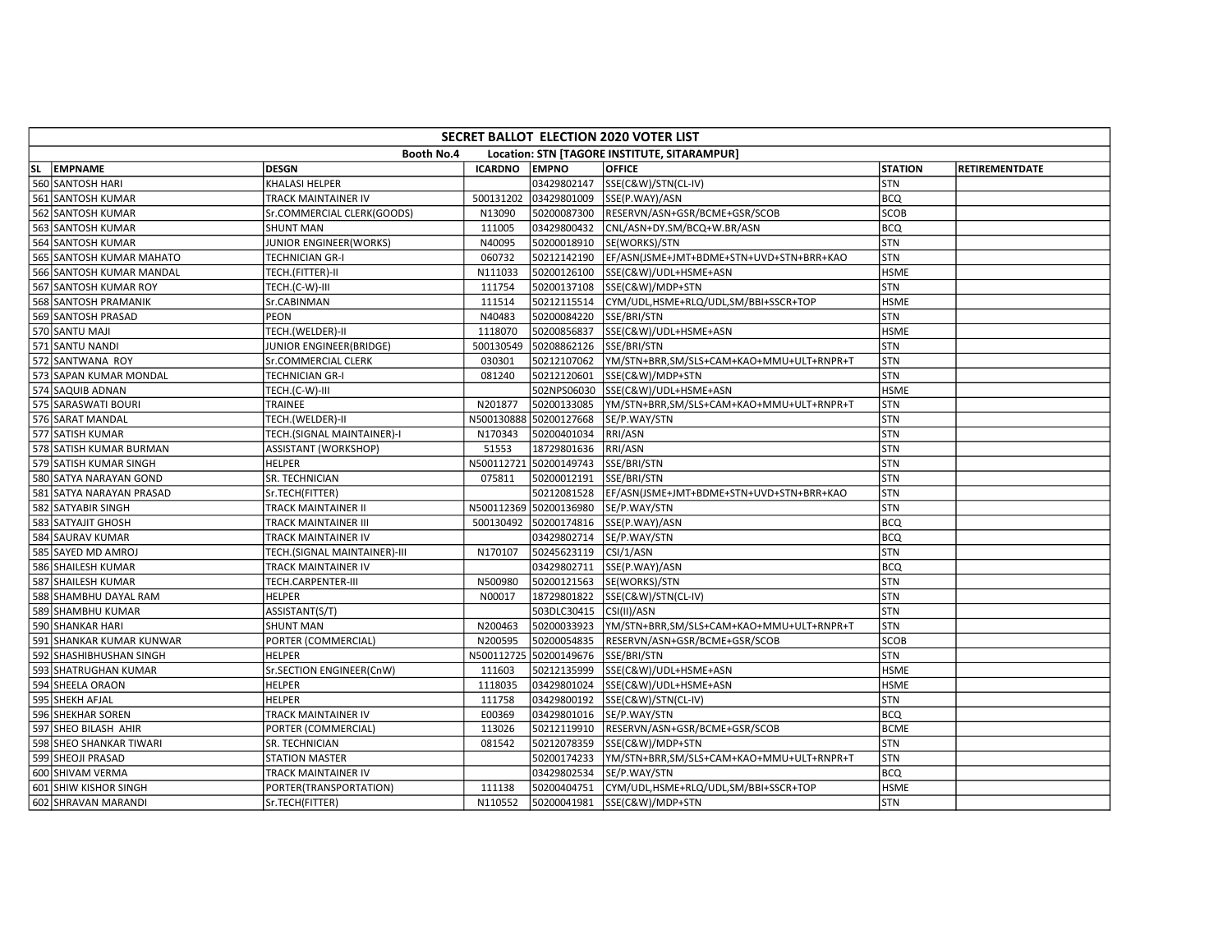| SECRET BALLOT ELECTION 2020 VOTER LIST | | | | | | | |
|---|---|---|---|---|---|---|---|
| Booth No.4 Location: STN [TAGORE INSTITUTE, SITARAMPUR] | | | | | | | |
| SL | EMPNAME | DESGN | ICARDNO | EMPNO | OFFICE | STATION | RETIREMENTDATE |
| 560 | SANTOSH HARI | KHALASI HELPER | | 03429802147 | SSE(C&W)/STN(CL-IV) | STN | |
| 561 | SANTOSH KUMAR | TRACK MAINTAINER IV | 500131202 | 03429801009 | SSE(P.WAY)/ASN | BCQ | |
| 562 | SANTOSH KUMAR | Sr.COMMERCIAL CLERK(GOODS) | N13090 | 50200087300 | RESERVN/ASN+GSR/BCME+GSR/SCOB | SCOB | |
| 563 | SANTOSH KUMAR | SHUNT MAN | 111005 | 03429800432 | CNL/ASN+DY.SM/BCQ+W.BR/ASN | BCQ | |
| 564 | SANTOSH KUMAR | JUNIOR ENGINEER(WORKS) | N40095 | 50200018910 | SE(WORKS)/STN | STN | |
| 565 | SANTOSH KUMAR MAHATO | TECHNICIAN GR-I | 060732 | 50212142190 | EF/ASN(JSME+JMT+BDME+STN+UVD+STN+BRR+KAO | STN | |
| 566 | SANTOSH KUMAR MANDAL | TECH.(FITTER)-II | N111033 | 50200126100 | SSE(C&W)/UDL+HSME+ASN | HSME | |
| 567 | SANTOSH KUMAR ROY | TECH.(C-W)-III | 111754 | 50200137108 | SSE(C&W)/MDP+STN | STN | |
| 568 | SANTOSH PRAMANIK | Sr.CABINMAN | 111514 | 50212115514 | CYM/UDL,HSME+RLQ/UDL,SM/BBI+SSCR+TOP | HSME | |
| 569 | SANTOSH PRASAD | PEON | N40483 | 50200084220 | SSE/BRI/STN | STN | |
| 570 | SANTU MAJI | TECH.(WELDER)-II | 1118070 | 50200856837 | SSE(C&W)/UDL+HSME+ASN | HSME | |
| 571 | SANTU NANDI | JUNIOR ENGINEER(BRIDGE) | 500130549 | 50208862126 | SSE/BRI/STN | STN | |
| 572 | SANTWANA ROY | Sr.COMMERCIAL CLERK | 030301 | 50212107062 | YM/STN+BRR,SM/SLS+CAM+KAO+MMU+ULT+RNPR+T | STN | |
| 573 | SAPAN KUMAR MONDAL | TECHNICIAN GR-I | 081240 | 50212120601 | SSE(C&W)/MDP+STN | STN | |
| 574 | SAQUIB ADNAN | TECH.(C-W)-III | | 502NPS06030 | SSE(C&W)/UDL+HSME+ASN | HSME | |
| 575 | SARASWATI BOURI | TRAINEE | N201877 | 50200133085 | YM/STN+BRR,SM/SLS+CAM+KAO+MMU+ULT+RNPR+T | STN | |
| 576 | SARAT MANDAL | TECH.(WELDER)-II | N500130888 | 50200127668 | SE/P.WAY/STN | STN | |
| 577 | SATISH KUMAR | TECH.(SIGNAL MAINTAINER)-I | N170343 | 50200401034 | RRI/ASN | STN | |
| 578 | SATISH KUMAR BURMAN | ASSISTANT (WORKSHOP) | 51553 | 18729801636 | RRI/ASN | STN | |
| 579 | SATISH KUMAR SINGH | HELPER | N500112721 | 50200149743 | SSE/BRI/STN | STN | |
| 580 | SATYA NARAYAN GOND | SR. TECHNICIAN | 075811 | 50200012191 | SSE/BRI/STN | STN | |
| 581 | SATYA NARAYAN PRASAD | Sr.TECH(FITTER) | | 50212081528 | EF/ASN(JSME+JMT+BDME+STN+UVD+STN+BRR+KAO | STN | |
| 582 | SATYABIR SINGH | TRACK MAINTAINER II | N500112369 | 50200136980 | SE/P.WAY/STN | STN | |
| 583 | SATYAJIT GHOSH | TRACK MAINTAINER III | 500130492 | 50200174816 | SSE(P.WAY)/ASN | BCQ | |
| 584 | SAURAV KUMAR | TRACK MAINTAINER IV | | 03429802714 | SE/P.WAY/STN | BCQ | |
| 585 | SAYED MD AMROJ | TECH.(SIGNAL MAINTAINER)-III | N170107 | 50245623119 | CSI/1/ASN | STN | |
| 586 | SHAILESH KUMAR | TRACK MAINTAINER IV | | 03429802711 | SSE(P.WAY)/ASN | BCQ | |
| 587 | SHAILESH KUMAR | TECH.CARPENTER-III | N500980 | 50200121563 | SE(WORKS)/STN | STN | |
| 588 | SHAMBHU DAYAL RAM | HELPER | N00017 | 18729801822 | SSE(C&W)/STN(CL-IV) | STN | |
| 589 | SHAMBHU KUMAR | ASSISTANT(S/T) | | 503DLC30415 | CSI(II)/ASN | STN | |
| 590 | SHANKAR HARI | SHUNT MAN | N200463 | 50200033923 | YM/STN+BRR,SM/SLS+CAM+KAO+MMU+ULT+RNPR+T | STN | |
| 591 | SHANKAR KUMAR KUNWAR | PORTER (COMMERCIAL) | N200595 | 50200054835 | RESERVN/ASN+GSR/BCME+GSR/SCOB | SCOB | |
| 592 | SHASHIBHUSHAN SINGH | HELPER | N500112725 | 50200149676 | SSE/BRI/STN | STN | |
| 593 | SHATRUGHAN KUMAR | Sr.SECTION ENGINEER(CnW) | 111603 | 50212135999 | SSE(C&W)/UDL+HSME+ASN | HSME | |
| 594 | SHEELA ORAON | HELPER | 1118035 | 03429801024 | SSE(C&W)/UDL+HSME+ASN | HSME | |
| 595 | SHEKH AFJAL | HELPER | 111758 | 03429800192 | SSE(C&W)/STN(CL-IV) | STN | |
| 596 | SHEKHAR SOREN | TRACK MAINTAINER IV | E00369 | 03429801016 | SE/P.WAY/STN | BCQ | |
| 597 | SHEO BILASH AHIR | PORTER (COMMERCIAL) | 113026 | 50212119910 | RESERVN/ASN+GSR/BCME+GSR/SCOB | BCME | |
| 598 | SHEO SHANKAR TIWARI | SR. TECHNICIAN | 081542 | 50212078359 | SSE(C&W)/MDP+STN | STN | |
| 599 | SHEOJI PRASAD | STATION MASTER | | 50200174233 | YM/STN+BRR,SM/SLS+CAM+KAO+MMU+ULT+RNPR+T | STN | |
| 600 | SHIVAM VERMA | TRACK MAINTAINER IV | | 03429802534 | SE/P.WAY/STN | BCQ | |
| 601 | SHIW KISHOR SINGH | PORTER(TRANSPORTATION) | 111138 | 50200404751 | CYM/UDL,HSME+RLQ/UDL,SM/BBI+SSCR+TOP | HSME | |
| 602 | SHRAVAN MARANDI | Sr.TECH(FITTER) | N110552 | 50200041981 | SSE(C&W)/MDP+STN | STN | |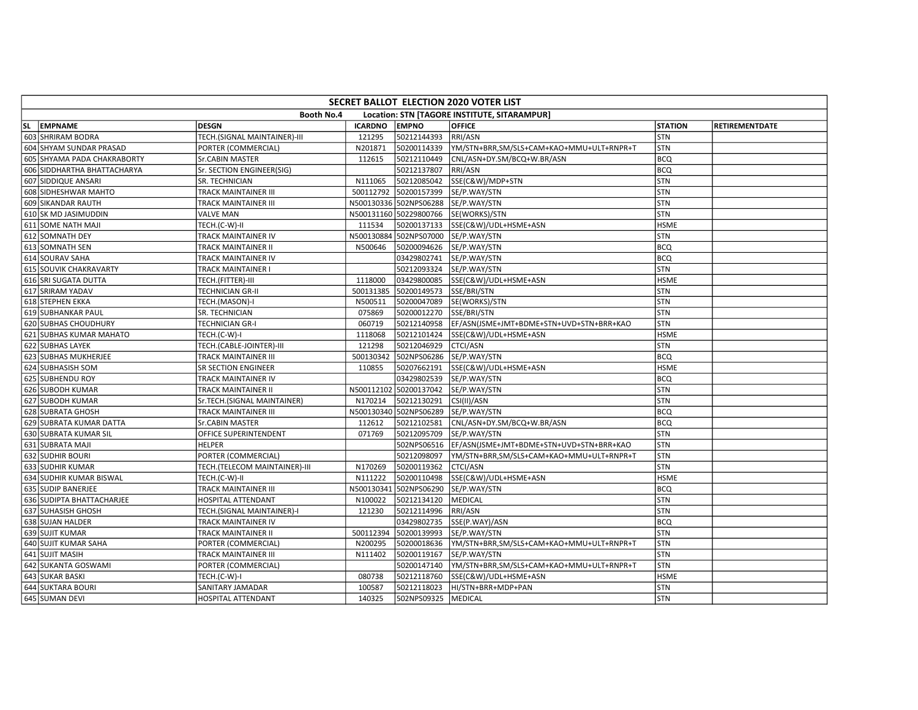| SECRET BALLOT ELECTION 2020 VOTER LIST | | | | | | | |
|---|---|---|---|---|---|---|---|
| Booth No.4 Location: STN [TAGORE INSTITUTE, SITARAMPUR] | | | | | | | |
| SL EMPNAME | DESGN | ICARDNO | EMPNO | OFFICE | STATION | RETIREMENTDATE |
| 603 SHRIRAM BODRA | TECH.(SIGNAL MAINTAINER)-III | 121295 | 50212144393 | RRI/ASN | STN | |
| 604 SHYAM SUNDAR PRASAD | PORTER (COMMERCIAL) | N201871 | 50200114339 | YM/STN+BRR,SM/SLS+CAM+KAO+MMU+ULT+RNPR+T | STN | |
| 605 SHYAMA PADA CHAKRABORTY | Sr.CABIN MASTER | 112615 | 50212110449 | CNL/ASN+DY.SM/BCQ+W.BR/ASN | BCQ | |
| 606 SIDDHARTHA BHATTACHARYA | Sr. SECTION ENGINEER(SIG) | | 50212137807 | RRI/ASN | BCQ | |
| 607 SIDDIQUE ANSARI | SR. TECHNICIAN | N111065 | 50212085042 | SSE(C&W)/MDP+STN | STN | |
| 608 SIDHESHWAR MAHTO | TRACK MAINTAINER III | 500112792 | 50200157399 | SE/P.WAY/STN | STN | |
| 609 SIKANDAR RAUTH | TRACK MAINTAINER III | N500130336 | 502NPS06288 | SE/P.WAY/STN | STN | |
| 610 SK MD JASIMUDDIN | VALVE MAN | N500131160 | 50229800766 | SE(WORKS)/STN | STN | |
| 611 SOME NATH MAJI | TECH.(C-W)-II | 111534 | 50200137133 | SSE(C&W)/UDL+HSME+ASN | HSME | |
| 612 SOMNATH DEY | TRACK MAINTAINER IV | N500130884 | 502NPS07000 | SE/P.WAY/STN | STN | |
| 613 SOMNATH SEN | TRACK MAINTAINER II | N500646 | 50200094626 | SE/P.WAY/STN | BCQ | |
| 614 SOURAV SAHA | TRACK MAINTAINER IV | | 03429802741 | SE/P.WAY/STN | BCQ | |
| 615 SOUVIK CHAKRAVARTY | TRACK MAINTAINER I | | 50212093324 | SE/P.WAY/STN | STN | |
| 616 SRI SUGATA DUTTA | TECH.(FITTER)-III | 1118000 | 03429800085 | SSE(C&W)/UDL+HSME+ASN | HSME | |
| 617 SRIRAM YADAV | TECHNICIAN GR-II | 500131385 | 50200149573 | SSE/BRI/STN | STN | |
| 618 STEPHEN EKKA | TECH.(MASON)-I | N500511 | 50200047089 | SE(WORKS)/STN | STN | |
| 619 SUBHANKAR PAUL | SR. TECHNICIAN | 075869 | 50200012270 | SSE/BRI/STN | STN | |
| 620 SUBHAS CHOUDHURY | TECHNICIAN GR-I | 060719 | 50212140958 | EF/ASN(JSME+JMT+BDME+STN+UVD+STN+BRR+KAO | STN | |
| 621 SUBHAS KUMAR MAHATO | TECH.(C-W)-I | 1118068 | 50212101424 | SSE(C&W)/UDL+HSME+ASN | HSME | |
| 622 SUBHAS LAYEK | TECH.(CABLE-JOINTER)-III | 121298 | 50212046929 | CTCI/ASN | STN | |
| 623 SUBHAS MUKHERJEE | TRACK MAINTAINER III | 500130342 | 502NPS06286 | SE/P.WAY/STN | BCQ | |
| 624 SUBHASISH SOM | SR SECTION ENGINEER | 110855 | 50207662191 | SSE(C&W)/UDL+HSME+ASN | HSME | |
| 625 SUBHENDU ROY | TRACK MAINTAINER IV | | 03429802539 | SE/P.WAY/STN | BCQ | |
| 626 SUBODH KUMAR | TRACK MAINTAINER II | N500112102 | 50200137042 | SE/P.WAY/STN | STN | |
| 627 SUBODH KUMAR | Sr.TECH.(SIGNAL MAINTAINER) | N170214 | 50212130291 | CSI(II)/ASN | STN | |
| 628 SUBRATA GHOSH | TRACK MAINTAINER III | N500130340 | 502NPS06289 | SE/P.WAY/STN | BCQ | |
| 629 SUBRATA KUMAR DATTA | Sr.CABIN MASTER | 112612 | 50212102581 | CNL/ASN+DY.SM/BCQ+W.BR/ASN | BCQ | |
| 630 SUBRATA KUMAR SIL | OFFICE SUPERINTENDENT | 071769 | 50212095709 | SE/P.WAY/STN | STN | |
| 631 SUBRATA MAJI | HELPER | | 502NPS06516 | EF/ASN(JSME+JMT+BDME+STN+UVD+STN+BRR+KAO | STN | |
| 632 SUDHIR BOURI | PORTER (COMMERCIAL) | | 50212098097 | YM/STN+BRR,SM/SLS+CAM+KAO+MMU+ULT+RNPR+T | STN | |
| 633 SUDHIR KUMAR | TECH.(TELECOM MAINTAINER)-III | N170269 | 50200119362 | CTCI/ASN | STN | |
| 634 SUDHIR KUMAR BISWAL | TECH.(C-W)-II | N111222 | 50200110498 | SSE(C&W)/UDL+HSME+ASN | HSME | |
| 635 SUDIP BANERJEE | TRACK MAINTAINER III | N500130341 | 502NPS06290 | SE/P.WAY/STN | BCQ | |
| 636 SUDIPTA BHATTACHARJEE | HOSPITAL ATTENDANT | N100022 | 50212134120 | MEDICAL | STN | |
| 637 SUHASISH GHOSH | TECH.(SIGNAL MAINTAINER)-I | 121230 | 50212114996 | RRI/ASN | STN | |
| 638 SUJAN HALDER | TRACK MAINTAINER IV | | 03429802735 | SSE(P.WAY)/ASN | BCQ | |
| 639 SUJIT KUMAR | TRACK MAINTAINER II | 500112394 | 50200139993 | SE/P.WAY/STN | STN | |
| 640 SUJIT KUMAR SAHA | PORTER (COMMERCIAL) | N200295 | 50200018636 | YM/STN+BRR,SM/SLS+CAM+KAO+MMU+ULT+RNPR+T | STN | |
| 641 SUJIT MASIH | TRACK MAINTAINER III | N111402 | 50200119167 | SE/P.WAY/STN | STN | |
| 642 SUKANTA GOSWAMI | PORTER (COMMERCIAL) | | 50200147140 | YM/STN+BRR,SM/SLS+CAM+KAO+MMU+ULT+RNPR+T | STN | |
| 643 SUKAR BASKI | TECH.(C-W)-I | 080738 | 50212118760 | SSE(C&W)/UDL+HSME+ASN | HSME | |
| 644 SUKTARA BOURI | SANITARY JAMADAR | 100587 | 50212118023 | HI/STN+BRR+MDP+PAN | STN | |
| 645 SUMAN DEVI | HOSPITAL ATTENDANT | 140325 | 502NPS09325 | MEDICAL | STN | |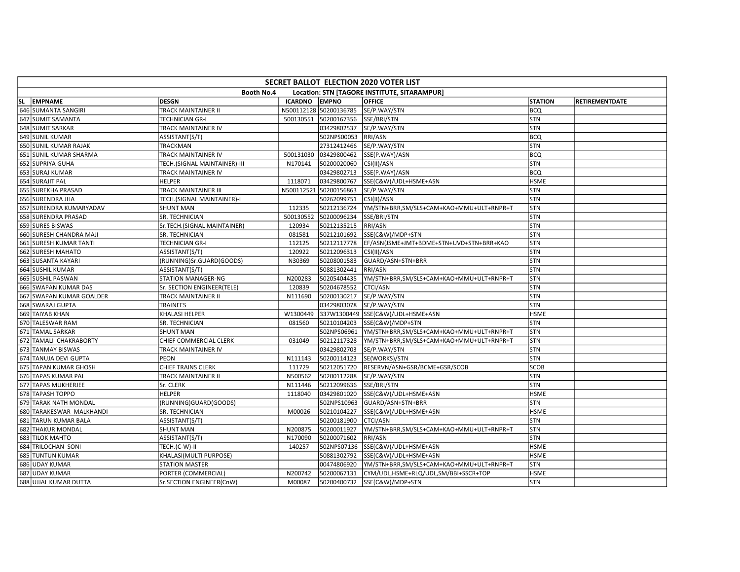| SECRET BALLOT ELECTION 2020 VOTER LIST | | | | | | | |
|---|---|---|---|---|---|---|---|
| Booth No.4 Location: STN [TAGORE INSTITUTE, SITARAMPUR] | | | | | | | |
| SL EMPNAME | DESGN | ICARDNO | EMPNO | OFFICE | STATION | RETIREMENTDATE |
| 646 SUMANTA SANGIRI | TRACK MAINTAINER II | N500112128 | 50200136785 | SE/P.WAY/STN | BCQ | |
| 647 SUMIT SAMANTA | TECHNICIAN GR-I | 500130551 | 50200167356 | SSE/BRI/STN | STN | |
| 648 SUMIT SARKAR | TRACK MAINTAINER IV | | 03429802537 | SE/P.WAY/STN | STN | |
| 649 SUNIL KUMAR | ASSISTANT(S/T) | | 502NPS00053 | RRI/ASN | BCQ | |
| 650 SUNIL KUMAR RAJAK | TRACKMAN | | 27312412466 | SE/P.WAY/STN | STN | |
| 651 SUNIL KUMAR SHARMA | TRACK MAINTAINER IV | 500131030 | 03429800462 | SSE(P.WAY)/ASN | BCQ | |
| 652 SUPRIYA GUHA | TECH.(SIGNAL MAINTAINER)-III | N170141 | 50200020060 | CSI(II)/ASN | STN | |
| 653 SURAJ KUMAR | TRACK MAINTAINER IV | | 03429802713 | SSE(P.WAY)/ASN | BCQ | |
| 654 SURAJIT PAL | HELPER | 1118071 | 03429800767 | SSE(C&W)/UDL+HSME+ASN | HSME | |
| 655 SUREKHA PRASAD | TRACK MAINTAINER III | N500112521 | 50200156863 | SE/P.WAY/STN | STN | |
| 656 SURENDRA JHA | TECH.(SIGNAL MAINTAINER)-I | | 50262099751 | CSI(II)/ASN | STN | |
| 657 SURENDRA KUMARYADAV | SHUNT MAN | 112335 | 50212136724 | YM/STN+BRR,SM/SLS+CAM+KAO+MMU+ULT+RNPR+T | STN | |
| 658 SURENDRA PRASAD | SR. TECHNICIAN | 500130552 | 50200096234 | SSE/BRI/STN | STN | |
| 659 SURES BISWAS | Sr.TECH.(SIGNAL MAINTAINER) | 120934 | 50212135215 | RRI/ASN | STN | |
| 660 SURESH CHANDRA MAJI | SR. TECHNICIAN | 081581 | 50212101692 | SSE(C&W)/MDP+STN | STN | |
| 661 SURESH KUMAR TANTI | TECHNICIAN GR-I | 112125 | 50212117778 | EF/ASN(JSME+JMT+BDME+STN+UVD+STN+BRR+KAO | STN | |
| 662 SURESH MAHATO | ASSISTANT(S/T) | 120922 | 50212096313 | CSI(II)/ASN | STN | |
| 663 SUSANTA KAYARI | (RUNNING)Sr.GUARD(GOODS) | N30369 | 50208001583 | GUARD/ASN+STN+BRR | STN | |
| 664 SUSHIL KUMAR | ASSISTANT(S/T) | | 50881302441 | RRI/ASN | STN | |
| 665 SUSHIL PASWAN | STATION MANAGER-NG | N200283 | 50205404435 | YM/STN+BRR,SM/SLS+CAM+KAO+MMU+ULT+RNPR+T | STN | |
| 666 SWAPAN KUMAR DAS | Sr. SECTION ENGINEER(TELE) | 120839 | 50204678552 | CTCI/ASN | STN | |
| 667 SWAPAN KUMAR GOALDER | TRACK MAINTAINER II | N111690 | 50200130217 | SE/P.WAY/STN | STN | |
| 668 SWARAJ GUPTA | TRAINEES | | 03429803078 | SE/P.WAY/STN | STN | |
| 669 TAIYAB KHAN | KHALASI HELPER | W1300449 | 337W1300449 | SSE(C&W)/UDL+HSME+ASN | HSME | |
| 670 TALESWAR RAM | SR. TECHNICIAN | 081560 | 50210104203 | SSE(C&W)/MDP+STN | STN | |
| 671 TAMAL SARKAR | SHUNT MAN | | 502NPS06961 | YM/STN+BRR,SM/SLS+CAM+KAO+MMU+ULT+RNPR+T | STN | |
| 672 TAMALI CHAKRABORTY | CHIEF COMMERCIAL CLERK | 031049 | 50212117328 | YM/STN+BRR,SM/SLS+CAM+KAO+MMU+ULT+RNPR+T | STN | |
| 673 TANMAY BISWAS | TRACK MAINTAINER IV | | 03429802703 | SE/P.WAY/STN | STN | |
| 674 TANUJA DEVI GUPTA | PEON | N111143 | 50200114123 | SE(WORKS)/STN | STN | |
| 675 TAPAN KUMAR GHOSH | CHIEF TRAINS CLERK | 111729 | 50212051720 | RESERVN/ASN+GSR/BCME+GSR/SCOB | SCOB | |
| 676 TAPAS KUMAR PAL | TRACK MAINTAINER II | N500562 | 50200112288 | SE/P.WAY/STN | STN | |
| 677 TAPAS MUKHERJEE | Sr. CLERK | N111446 | 50212099636 | SSE/BRI/STN | STN | |
| 678 TAPASH TOPPO | HELPER | 1118040 | 03429801020 | SSE(C&W)/UDL+HSME+ASN | HSME | |
| 679 TARAK NATH MONDAL | (RUNNING)GUARD(GOODS) | | 502NPS10963 | GUARD/ASN+STN+BRR | STN | |
| 680 TARAKESWAR MALKHANDI | SR. TECHNICIAN | M00026 | 50210104227 | SSE(C&W)/UDL+HSME+ASN | HSME | |
| 681 TARUN KUMAR BALA | ASSISTANT(S/T) | | 50200181900 | CTCI/ASN | STN | |
| 682 THAKUR MONDAL | SHUNT MAN | N200875 | 50200011927 | YM/STN+BRR,SM/SLS+CAM+KAO+MMU+ULT+RNPR+T | STN | |
| 683 TILOK MAHTO | ASSISTANT(S/T) | N170090 | 50200071602 | RRI/ASN | STN | |
| 684 TRILOCHAN SONI | TECH.(C-W)-II | 140257 | 502NPS07136 | SSE(C&W)/UDL+HSME+ASN | HSME | |
| 685 TUNTUN KUMAR | KHALASI(MULTI PURPOSE) | | 50881302792 | SSE(C&W)/UDL+HSME+ASN | HSME | |
| 686 UDAY KUMAR | STATION MASTER | | 00474806920 | YM/STN+BRR,SM/SLS+CAM+KAO+MMU+ULT+RNPR+T | STN | |
| 687 UDAY KUMAR | PORTER (COMMERCIAL) | N200742 | 50200067131 | CYM/UDL,HSME+RLQ/UDL,SM/BBI+SSCR+TOP | HSME | |
| 688 UJJAL KUMAR DUTTA | Sr.SECTION ENGINEER(CnW) | M00087 | 50200400732 | SSE(C&W)/MDP+STN | STN | |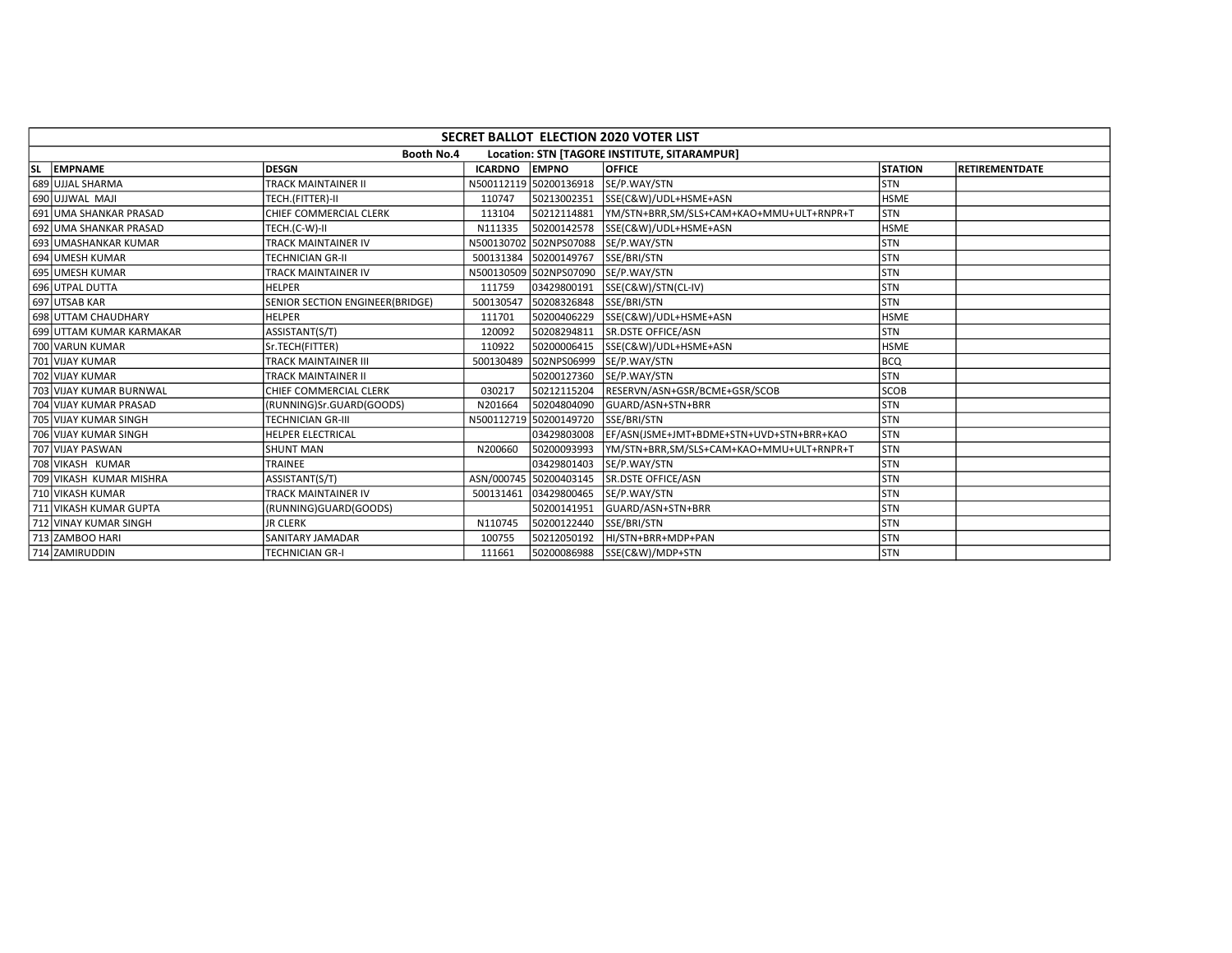| SECRET BALLOT ELECTION 2020 VOTER LIST | | | | | | | |
|---|---|---|---|---|---|---|---|
| Booth No.4 Location: STN [TAGORE INSTITUTE, SITARAMPUR] | | | | | | | |
| SL | EMPNAME | DESGN | ICARDNO | EMPNO | OFFICE | STATION | RETIREMENTDATE |
| 689 | UJJAL SHARMA | TRACK MAINTAINER II | N500112119 | 50200136918 | SE/P.WAY/STN | STN | |
| 690 | UJJWAL MAJI | TECH.(FITTER)-II | 110747 | 50213002351 | SSE(C&W)/UDL+HSME+ASN | HSME | |
| 691 | UMA SHANKAR PRASAD | CHIEF COMMERCIAL CLERK | 113104 | 50212114881 | YM/STN+BRR,SM/SLS+CAM+KAO+MMU+ULT+RNPR+T | STN | |
| 692 | UMA SHANKAR PRASAD | TECH.(C-W)-II | N111335 | 50200142578 | SSE(C&W)/UDL+HSME+ASN | HSME | |
| 693 | UMASHANKAR KUMAR | TRACK MAINTAINER IV | N500130702 | 502NPS07088 | SE/P.WAY/STN | STN | |
| 694 | UMESH KUMAR | TECHNICIAN GR-II | 500131384 | 50200149767 | SSE/BRI/STN | STN | |
| 695 | UMESH KUMAR | TRACK MAINTAINER IV | N500130509 | 502NPS07090 | SE/P.WAY/STN | STN | |
| 696 | UTPAL DUTTA | HELPER | 111759 | 03429800191 | SSE(C&W)/STN(CL-IV) | STN | |
| 697 | UTSAB KAR | SENIOR SECTION ENGINEER(BRIDGE) | 500130547 | 50208326848 | SSE/BRI/STN | STN | |
| 698 | UTTAM CHAUDHARY | HELPER | 111701 | 50200406229 | SSE(C&W)/UDL+HSME+ASN | HSME | |
| 699 | UTTAM KUMAR KARMAKAR | ASSISTANT(S/T) | 120092 | 50208294811 | SR.DSTE OFFICE/ASN | STN | |
| 700 | VARUN KUMAR | Sr.TECH(FITTER) | 110922 | 50200006415 | SSE(C&W)/UDL+HSME+ASN | HSME | |
| 701 | VIJAY KUMAR | TRACK MAINTAINER III | 500130489 | 502NPS06999 | SE/P.WAY/STN | BCQ | |
| 702 | VIJAY KUMAR | TRACK MAINTAINER II | | 50200127360 | SE/P.WAY/STN | STN | |
| 703 | VIJAY KUMAR BURNWAL | CHIEF COMMERCIAL CLERK | 030217 | 50212115204 | RESERVN/ASN+GSR/BCME+GSR/SCOB | SCOB | |
| 704 | VIJAY KUMAR PRASAD | (RUNNING)Sr.GUARD(GOODS) | N201664 | 50204804090 | GUARD/ASN+STN+BRR | STN | |
| 705 | VIJAY KUMAR SINGH | TECHNICIAN GR-III | N500112719 | 50200149720 | SSE/BRI/STN | STN | |
| 706 | VIJAY KUMAR SINGH | HELPER ELECTRICAL | | 03429803008 | EF/ASN(JSME+JMT+BDME+STN+UVD+STN+BRR+KAO | STN | |
| 707 | VIJAY PASWAN | SHUNT MAN | N200660 | 50200093993 | YM/STN+BRR,SM/SLS+CAM+KAO+MMU+ULT+RNPR+T | STN | |
| 708 | VIKASH KUMAR | TRAINEE | | 03429801403 | SE/P.WAY/STN | STN | |
| 709 | VIKASH KUMAR MISHRA | ASSISTANT(S/T) | ASN/000745 | 50200403145 | SR.DSTE OFFICE/ASN | STN | |
| 710 | VIKASH KUMAR | TRACK MAINTAINER IV | 500131461 | 03429800465 | SE/P.WAY/STN | STN | |
| 711 | VIKASH KUMAR GUPTA | (RUNNING)GUARD(GOODS) | | 50200141951 | GUARD/ASN+STN+BRR | STN | |
| 712 | VINAY KUMAR SINGH | JR CLERK | N110745 | 50200122440 | SSE/BRI/STN | STN | |
| 713 | ZAMBOO HARI | SANITARY JAMADAR | 100755 | 50212050192 | HI/STN+BRR+MDP+PAN | STN | |
| 714 | ZAMIRUDDIN | TECHNICIAN GR-I | 111661 | 50200086988 | SSE(C&W)/MDP+STN | STN | |